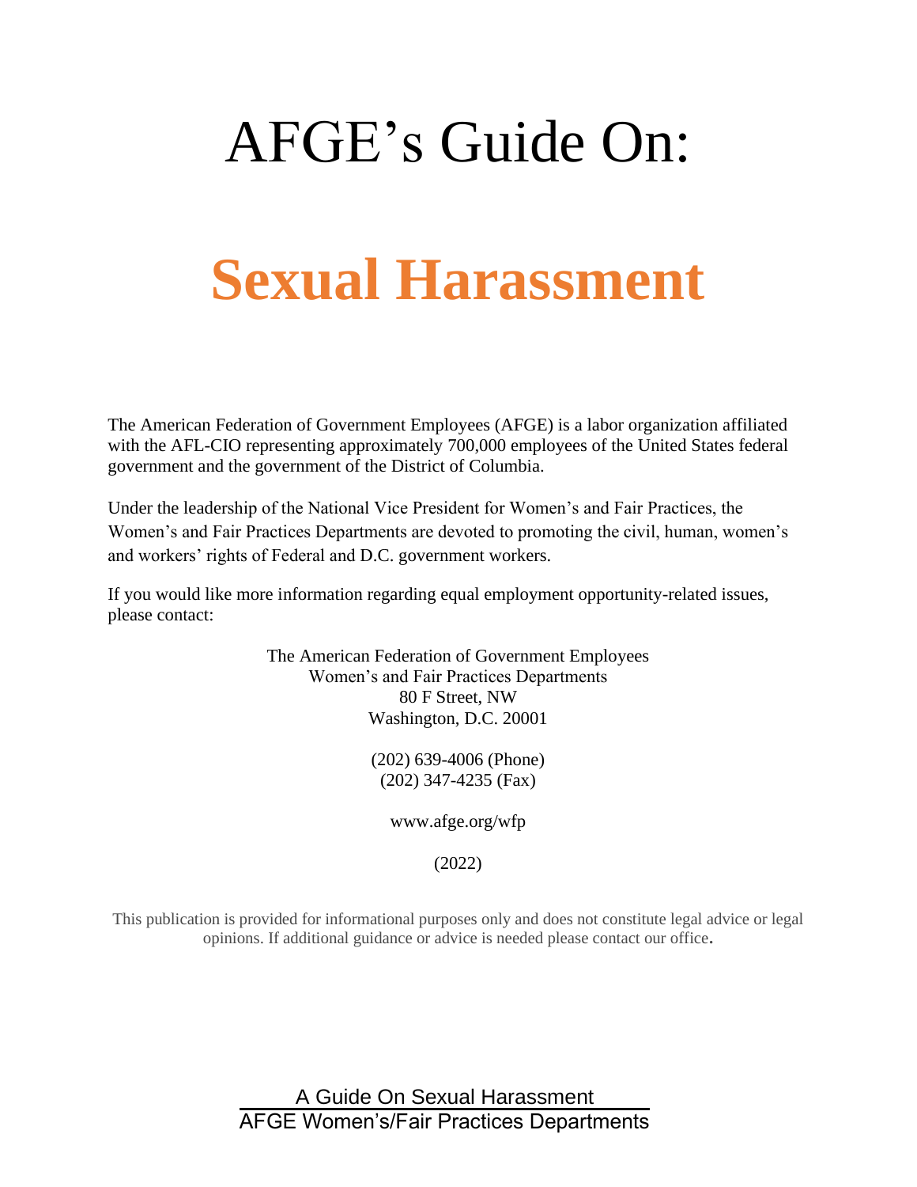# AFGE's Guide On:

# **Sexual Harassment**

The American Federation of Government Employees (AFGE) is a labor organization affiliated with the AFL-CIO representing approximately 700,000 employees of the United States federal government and the government of the District of Columbia.

Under the leadership of the National Vice President for Women's and Fair Practices, the Women's and Fair Practices Departments are devoted to promoting the civil, human, women's and workers' rights of Federal and D.C. government workers.

If you would like more information regarding equal employment opportunity-related issues, please contact:

The American Federation of Government Employees
Women's and Fair Practices Departments
80 F Street, NW
Washington, D.C. 20001

(202) 639-4006 (Phone)
(202) 347-4235 (Fax)

www.afge.org/wfp

(2022)

This publication is provided for informational purposes only and does not constitute legal advice or legal opinions. If additional guidance or advice is needed please contact our office.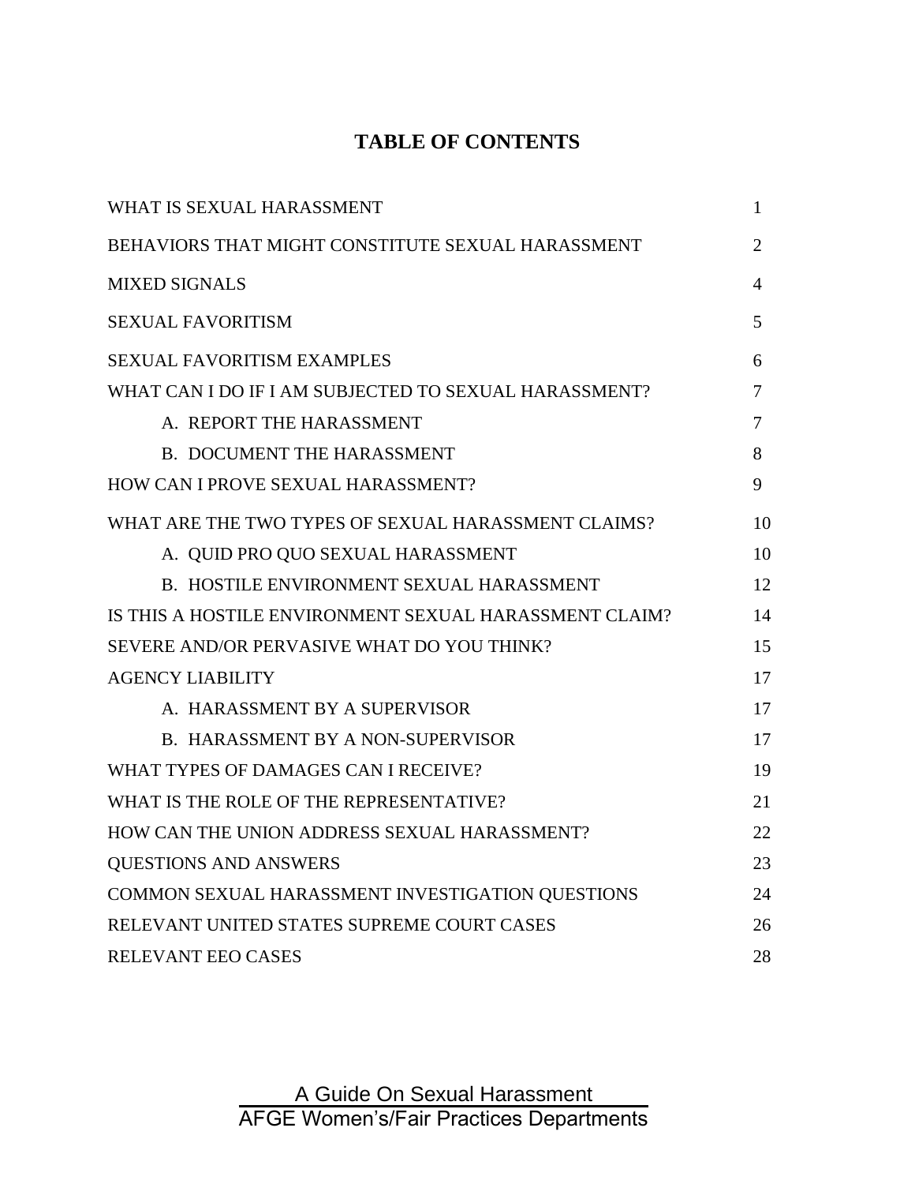# TABLE OF CONTENTS

| | |
|---|---|
| WHAT IS SEXUAL HARASSMENT | 1 |
| BEHAVIORS THAT MIGHT CONSTITUTE SEXUAL HARASSMENT | 2 |
| MIXED SIGNALS | 4 |
| SEXUAL FAVORITISM | 5 |
| SEXUAL FAVORITISM EXAMPLES | 6 |
| WHAT CAN I DO IF I AM SUBJECTED TO SEXUAL HARASSMENT? | 7 |
| A. REPORT THE HARASSMENT | 7 |
| B. DOCUMENT THE HARASSMENT | 8 |
| HOW CAN I PROVE SEXUAL HARASSMENT? | 9 |
| WHAT ARE THE TWO TYPES OF SEXUAL HARASSMENT CLAIMS? | 10 |
| A. QUID PRO QUO SEXUAL HARASSMENT | 10 |
| B. HOSTILE ENVIRONMENT SEXUAL HARASSMENT | 12 |
| IS THIS A HOSTILE ENVIRONMENT SEXUAL HARASSMENT CLAIM? | 14 |
| SEVERE AND/OR PERVASIVE WHAT DO YOU THINK? | 15 |
| AGENCY LIABILITY | 17 |
| A. HARASSMENT BY A SUPERVISOR | 17 |
| B. HARASSMENT BY A NON-SUPERVISOR | 17 |
| WHAT TYPES OF DAMAGES CAN I RECEIVE? | 19 |
| WHAT IS THE ROLE OF THE REPRESENTATIVE? | 21 |
| HOW CAN THE UNION ADDRESS SEXUAL HARASSMENT? | 22 |
| QUESTIONS AND ANSWERS | 23 |
| COMMON SEXUAL HARASSMENT INVESTIGATION QUESTIONS | 24 |
| RELEVANT UNITED STATES SUPREME COURT CASES | 26 |
| RELEVANT EEO CASES | 28 |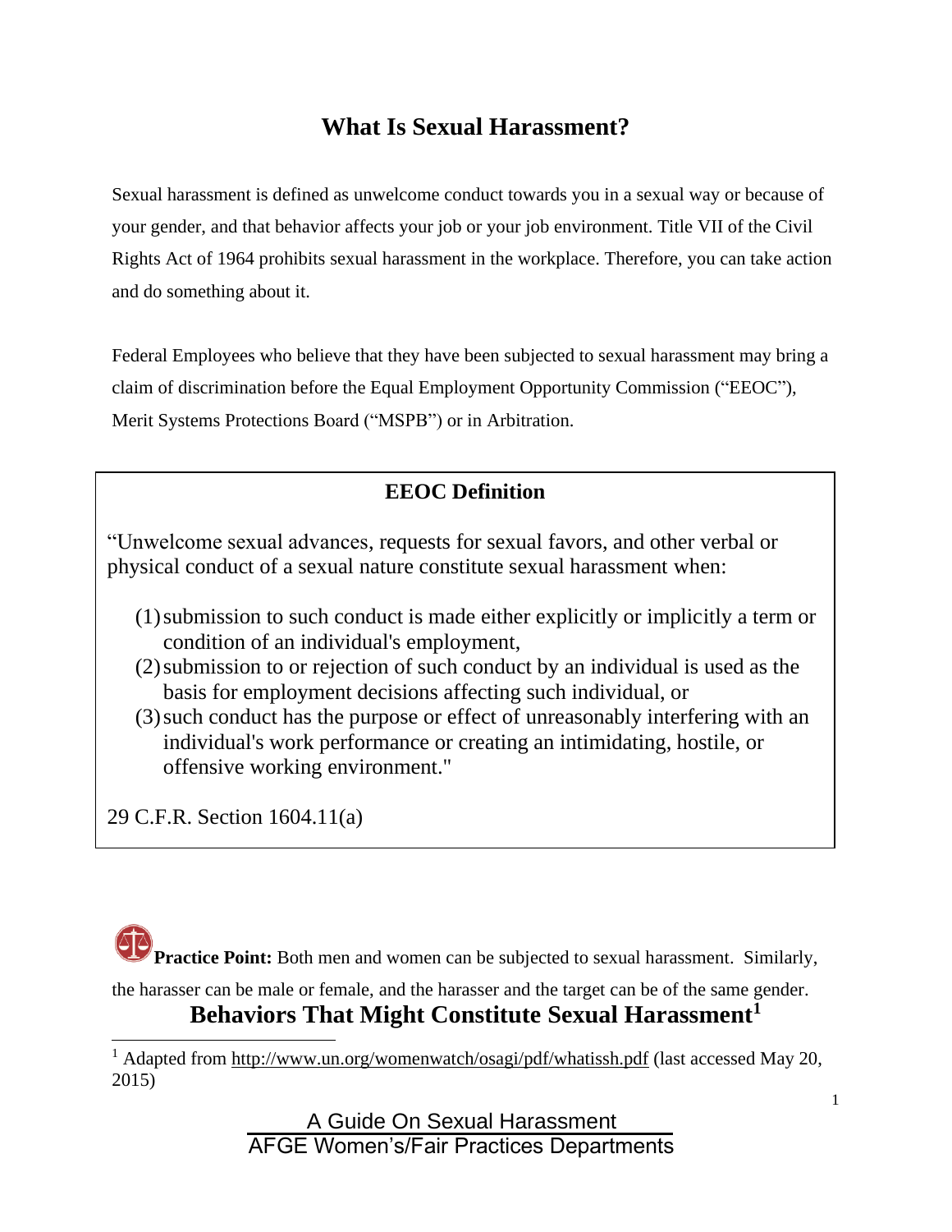# What Is Sexual Harassment?

Sexual harassment is defined as unwelcome conduct towards you in a sexual way or because of your gender, and that behavior affects your job or your job environment. Title VII of the Civil Rights Act of 1964 prohibits sexual harassment in the workplace. Therefore, you can take action and do something about it.

Federal Employees who believe that they have been subjected to sexual harassment may bring a claim of discrimination before the Equal Employment Opportunity Commission ("EEOC"), Merit Systems Protections Board ("MSPB") or in Arbitration.

> **EEOC Definition**
>
> "Unwelcome sexual advances, requests for sexual favors, and other verbal or physical conduct of a sexual nature constitute sexual harassment when:
>
> (1) submission to such conduct is made either explicitly or implicitly a term or condition of an individual's employment,
> (2) submission to or rejection of such conduct by an individual is used as the basis for employment decisions affecting such individual, or
> (3) such conduct has the purpose or effect of unreasonably interfering with an individual's work performance or creating an intimidating, hostile, or offensive working environment."
>
> 29 C.F.R. Section 1604.11(a)

**Practice Point:** Both men and women can be subjected to sexual harassment. Similarly, the harasser can be male or female, and the harasser and the target can be of the same gender.

## Behaviors That Might Constitute Sexual Harassment[1]

[1] Adapted from http://www.un.org/womenwatch/osagi/pdf/whatissh.pdf (last accessed May 20, 2015)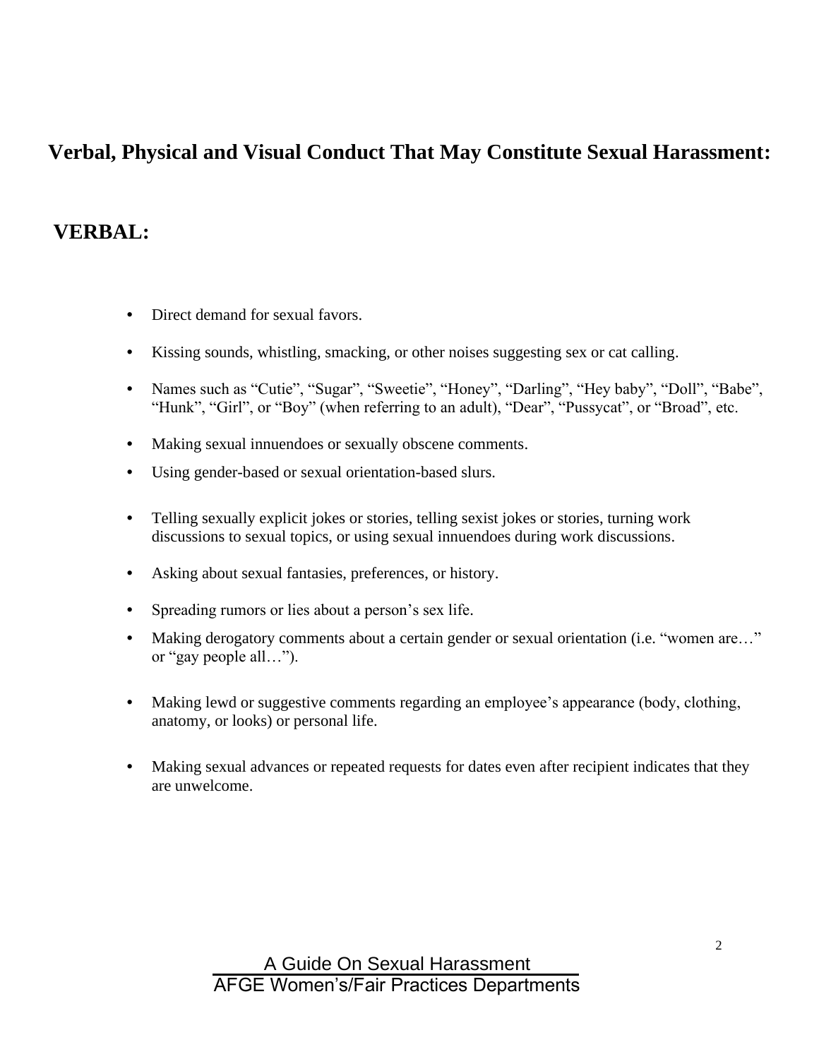## Verbal, Physical and Visual Conduct That May Constitute Sexual Harassment:

### VERBAL:

- Direct demand for sexual favors.
- Kissing sounds, whistling, smacking, or other noises suggesting sex or cat calling.
- Names such as "Cutie", "Sugar", "Sweetie", "Honey", "Darling", "Hey baby", "Doll", "Babe", "Hunk", "Girl", or "Boy" (when referring to an adult), "Dear", "Pussycat", or "Broad", etc.
- Making sexual innuendoes or sexually obscene comments.
- Using gender-based or sexual orientation-based slurs.
- Telling sexually explicit jokes or stories, telling sexist jokes or stories, turning work discussions to sexual topics, or using sexual innuendoes during work discussions.
- Asking about sexual fantasies, preferences, or history.
- Spreading rumors or lies about a person's sex life.
- Making derogatory comments about a certain gender or sexual orientation (i.e. "women are…" or "gay people all…").
- Making lewd or suggestive comments regarding an employee's appearance (body, clothing, anatomy, or looks) or personal life.
- Making sexual advances or repeated requests for dates even after recipient indicates that they are unwelcome.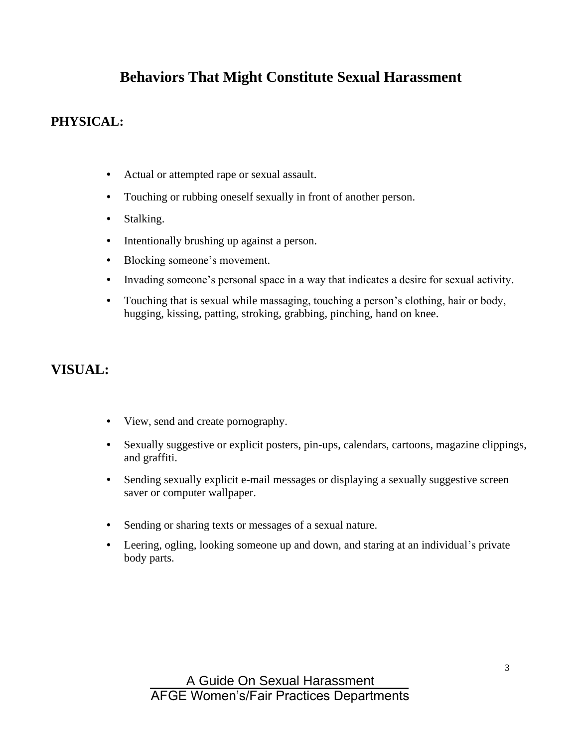# Behaviors That Might Constitute Sexual Harassment

## PHYSICAL:

- Actual or attempted rape or sexual assault.
- Touching or rubbing oneself sexually in front of another person.
- Stalking.
- Intentionally brushing up against a person.
- Blocking someone's movement.
- Invading someone's personal space in a way that indicates a desire for sexual activity.
- Touching that is sexual while massaging, touching a person's clothing, hair or body, hugging, kissing, patting, stroking, grabbing, pinching, hand on knee.

## VISUAL:

- View, send and create pornography.
- Sexually suggestive or explicit posters, pin-ups, calendars, cartoons, magazine clippings, and graffiti.
- Sending sexually explicit e-mail messages or displaying a sexually suggestive screen saver or computer wallpaper.
- Sending or sharing texts or messages of a sexual nature.
- Leering, ogling, looking someone up and down, and staring at an individual's private body parts.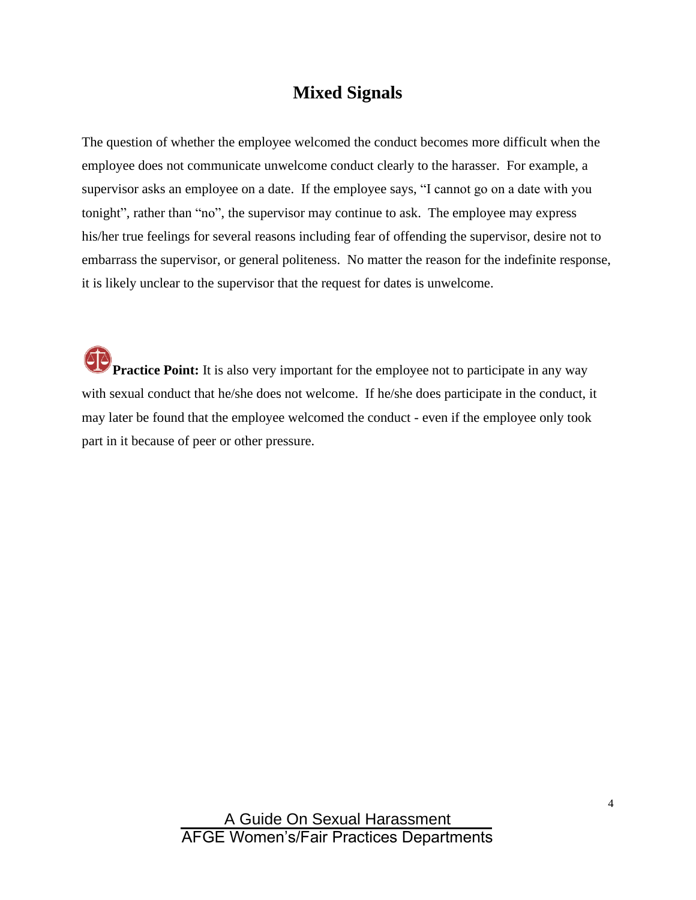# Mixed Signals

The question of whether the employee welcomed the conduct becomes more difficult when the employee does not communicate unwelcome conduct clearly to the harasser. For example, a supervisor asks an employee on a date. If the employee says, “I cannot go on a date with you tonight”, rather than “no”, the supervisor may continue to ask. The employee may express his/her true feelings for several reasons including fear of offending the supervisor, desire not to embarrass the supervisor, or general politeness. No matter the reason for the indefinite response, it is likely unclear to the supervisor that the request for dates is unwelcome.

**Practice Point:** It is also very important for the employee not to participate in any way with sexual conduct that he/she does not welcome. If he/she does participate in the conduct, it may later be found that the employee welcomed the conduct - even if the employee only took part in it because of peer or other pressure.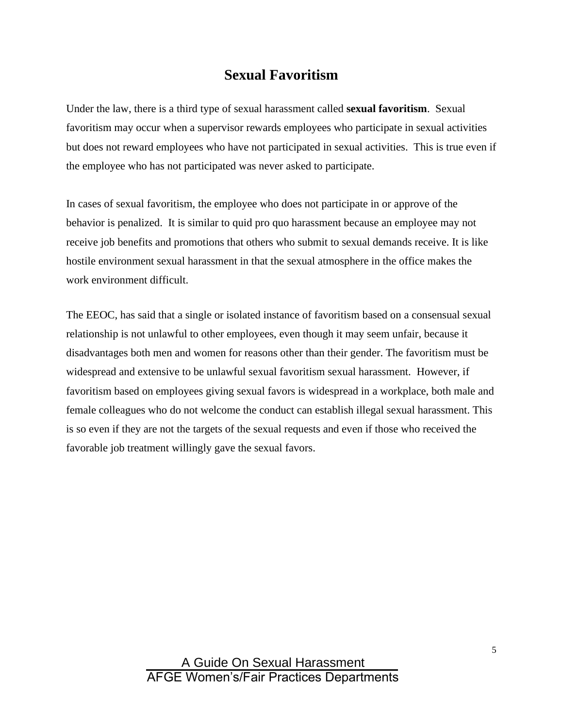# Sexual Favoritism

Under the law, there is a third type of sexual harassment called **sexual favoritism**. Sexual favoritism may occur when a supervisor rewards employees who participate in sexual activities but does not reward employees who have not participated in sexual activities. This is true even if the employee who has not participated was never asked to participate.

In cases of sexual favoritism, the employee who does not participate in or approve of the behavior is penalized. It is similar to quid pro quo harassment because an employee may not receive job benefits and promotions that others who submit to sexual demands receive. It is like hostile environment sexual harassment in that the sexual atmosphere in the office makes the work environment difficult.

The EEOC, has said that a single or isolated instance of favoritism based on a consensual sexual relationship is not unlawful to other employees, even though it may seem unfair, because it disadvantages both men and women for reasons other than their gender. The favoritism must be widespread and extensive to be unlawful sexual favoritism sexual harassment. However, if favoritism based on employees giving sexual favors is widespread in a workplace, both male and female colleagues who do not welcome the conduct can establish illegal sexual harassment. This is so even if they are not the targets of the sexual requests and even if those who received the favorable job treatment willingly gave the sexual favors.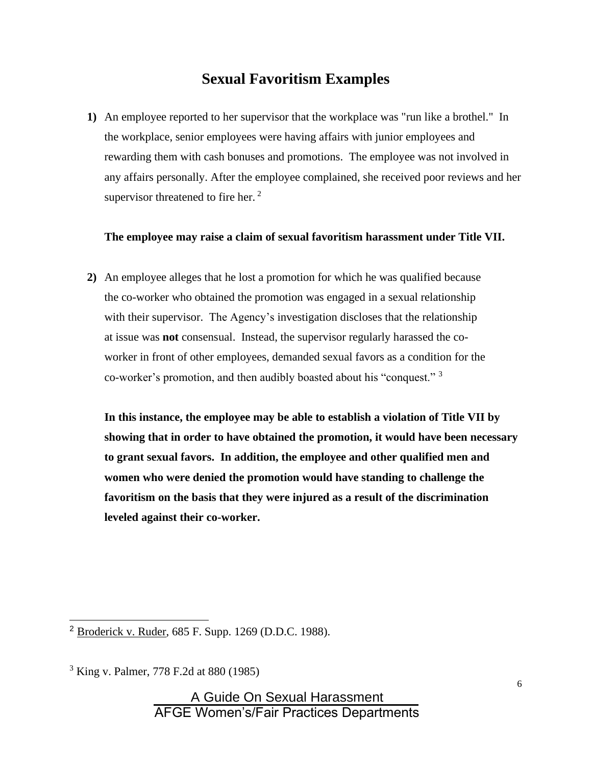# Sexual Favoritism Examples

**1)** An employee reported to her supervisor that the workplace was "run like a brothel." In the workplace, senior employees were having affairs with junior employees and rewarding them with cash bonuses and promotions. The employee was not involved in any affairs personally. After the employee complained, she received poor reviews and her supervisor threatened to fire her. [2]

**The employee may raise a claim of sexual favoritism harassment under Title VII.**

**2)** An employee alleges that he lost a promotion for which he was qualified because the co-worker who obtained the promotion was engaged in a sexual relationship with their supervisor. The Agency's investigation discloses that the relationship at issue was **not** consensual. Instead, the supervisor regularly harassed the co-worker in front of other employees, demanded sexual favors as a condition for the co-worker's promotion, and then audibly boasted about his "conquest." [3]

**In this instance, the employee may be able to establish a violation of Title VII by showing that in order to have obtained the promotion, it would have been necessary to grant sexual favors. In addition, the employee and other qualified men and women who were denied the promotion would have standing to challenge the favoritism on the basis that they were injured as a result of the discrimination leveled against their co-worker.**

---

[2] Broderick v. Ruder, 685 F. Supp. 1269 (D.D.C. 1988).

[3] King v. Palmer, 778 F.2d at 880 (1985)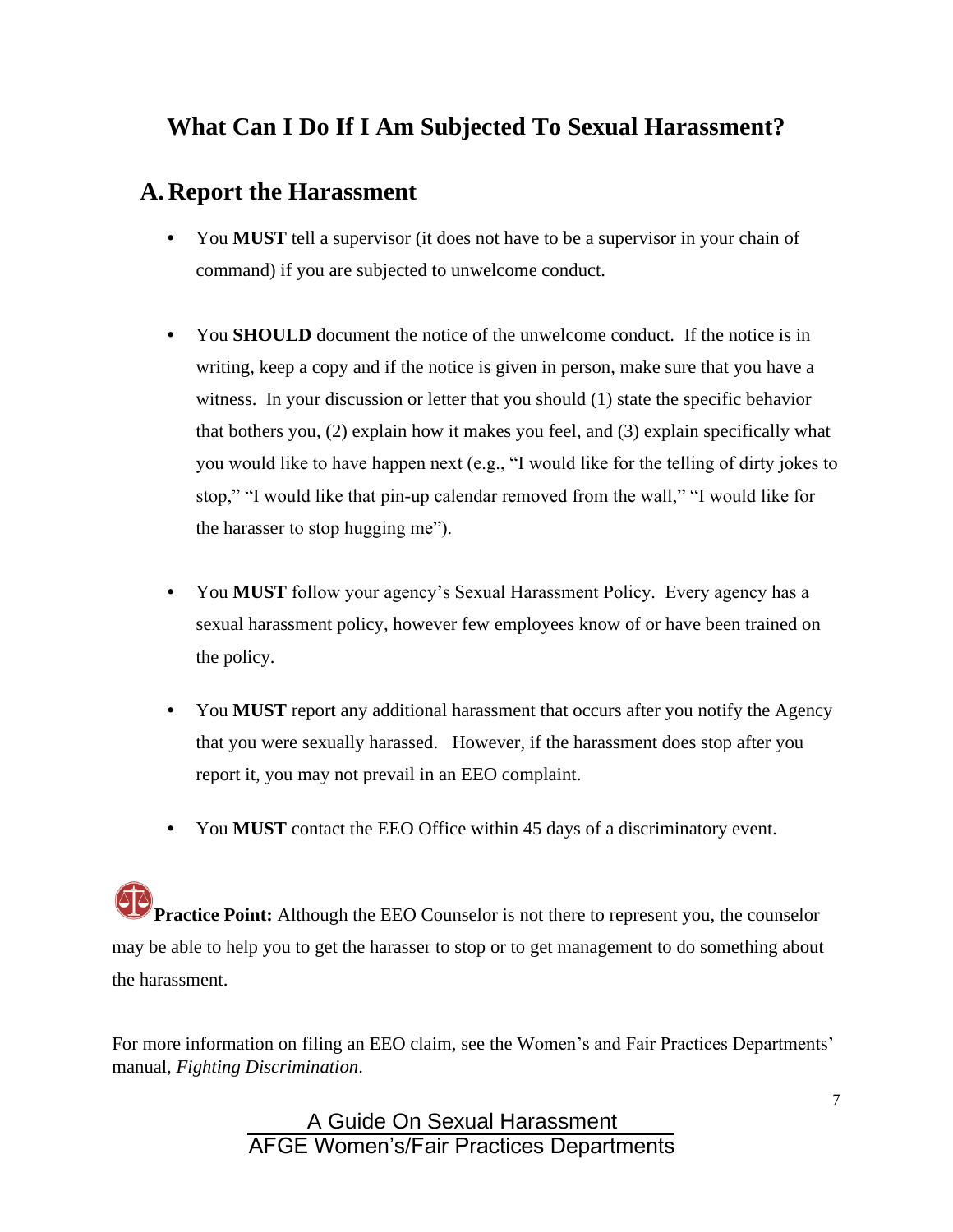## What Can I Do If I Am Subjected To Sexual Harassment?

### A. Report the Harassment

- You **MUST** tell a supervisor (it does not have to be a supervisor in your chain of command) if you are subjected to unwelcome conduct.

- You **SHOULD** document the notice of the unwelcome conduct. If the notice is in writing, keep a copy and if the notice is given in person, make sure that you have a witness. In your discussion or letter that you should (1) state the specific behavior that bothers you, (2) explain how it makes you feel, and (3) explain specifically what you would like to have happen next (e.g., "I would like for the telling of dirty jokes to stop," "I would like that pin-up calendar removed from the wall," "I would like for the harasser to stop hugging me").

- You **MUST** follow your agency's Sexual Harassment Policy. Every agency has a sexual harassment policy, however few employees know of or have been trained on the policy.

- You **MUST** report any additional harassment that occurs after you notify the Agency that you were sexually harassed. However, if the harassment does stop after you report it, you may not prevail in an EEO complaint.

- You **MUST** contact the EEO Office within 45 days of a discriminatory event.

**Practice Point:** Although the EEO Counselor is not there to represent you, the counselor may be able to help you to get the harasser to stop or to get management to do something about the harassment.

For more information on filing an EEO claim, see the Women's and Fair Practices Departments' manual, *Fighting Discrimination*.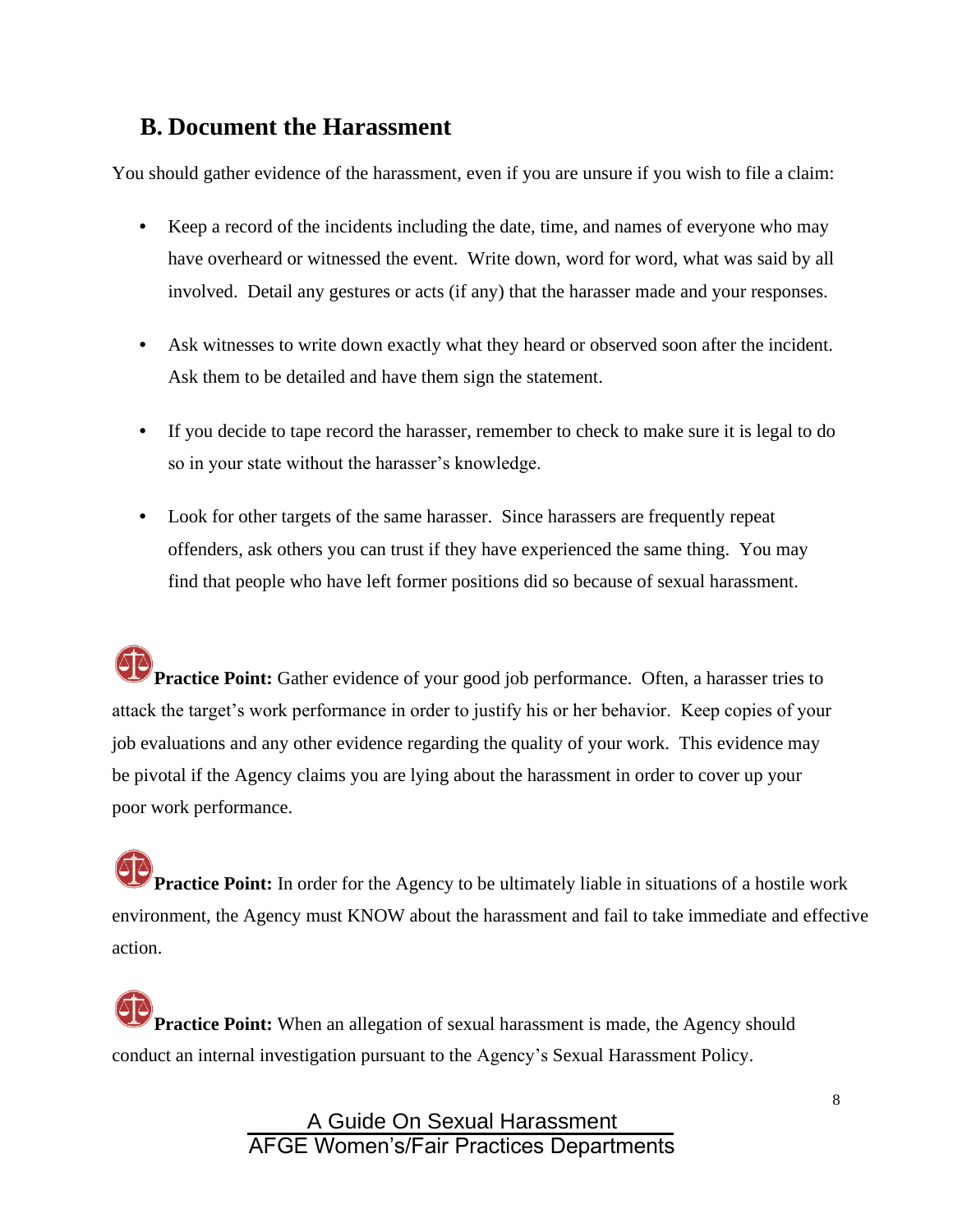## B. Document the Harassment

You should gather evidence of the harassment, even if you are unsure if you wish to file a claim:

- Keep a record of the incidents including the date, time, and names of everyone who may have overheard or witnessed the event. Write down, word for word, what was said by all involved. Detail any gestures or acts (if any) that the harasser made and your responses.

- Ask witnesses to write down exactly what they heard or observed soon after the incident. Ask them to be detailed and have them sign the statement.

- If you decide to tape record the harasser, remember to check to make sure it is legal to do so in your state without the harasser's knowledge.

- Look for other targets of the same harasser. Since harassers are frequently repeat offenders, ask others you can trust if they have experienced the same thing. You may find that people who have left former positions did so because of sexual harassment.

**Practice Point:** Gather evidence of your good job performance. Often, a harasser tries to attack the target's work performance in order to justify his or her behavior. Keep copies of your job evaluations and any other evidence regarding the quality of your work. This evidence may be pivotal if the Agency claims you are lying about the harassment in order to cover up your poor work performance.

**Practice Point:** In order for the Agency to be ultimately liable in situations of a hostile work environment, the Agency must KNOW about the harassment and fail to take immediate and effective action.

**Practice Point:** When an allegation of sexual harassment is made, the Agency should conduct an internal investigation pursuant to the Agency's Sexual Harassment Policy.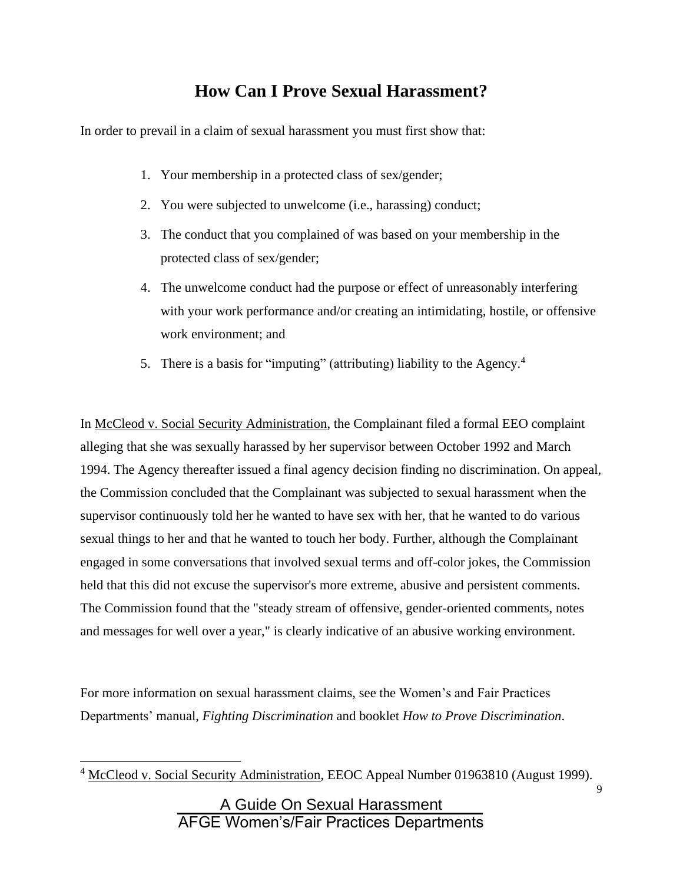# How Can I Prove Sexual Harassment?

In order to prevail in a claim of sexual harassment you must first show that:

1. Your membership in a protected class of sex/gender;
2. You were subjected to unwelcome (i.e., harassing) conduct;
3. The conduct that you complained of was based on your membership in the protected class of sex/gender;
4. The unwelcome conduct had the purpose or effect of unreasonably interfering with your work performance and/or creating an intimidating, hostile, or offensive work environment; and
5. There is a basis for "imputing" (attributing) liability to the Agency.[4]

In McCleod v. Social Security Administration, the Complainant filed a formal EEO complaint alleging that she was sexually harassed by her supervisor between October 1992 and March 1994. The Agency thereafter issued a final agency decision finding no discrimination. On appeal, the Commission concluded that the Complainant was subjected to sexual harassment when the supervisor continuously told her he wanted to have sex with her, that he wanted to do various sexual things to her and that he wanted to touch her body. Further, although the Complainant engaged in some conversations that involved sexual terms and off-color jokes, the Commission held that this did not excuse the supervisor's more extreme, abusive and persistent comments. The Commission found that the "steady stream of offensive, gender-oriented comments, notes and messages for well over a year," is clearly indicative of an abusive working environment.

For more information on sexual harassment claims, see the Women's and Fair Practices Departments' manual, *Fighting Discrimination* and booklet *How to Prove Discrimination*.

---

[4] McCleod v. Social Security Administration, EEOC Appeal Number 01963810 (August 1999).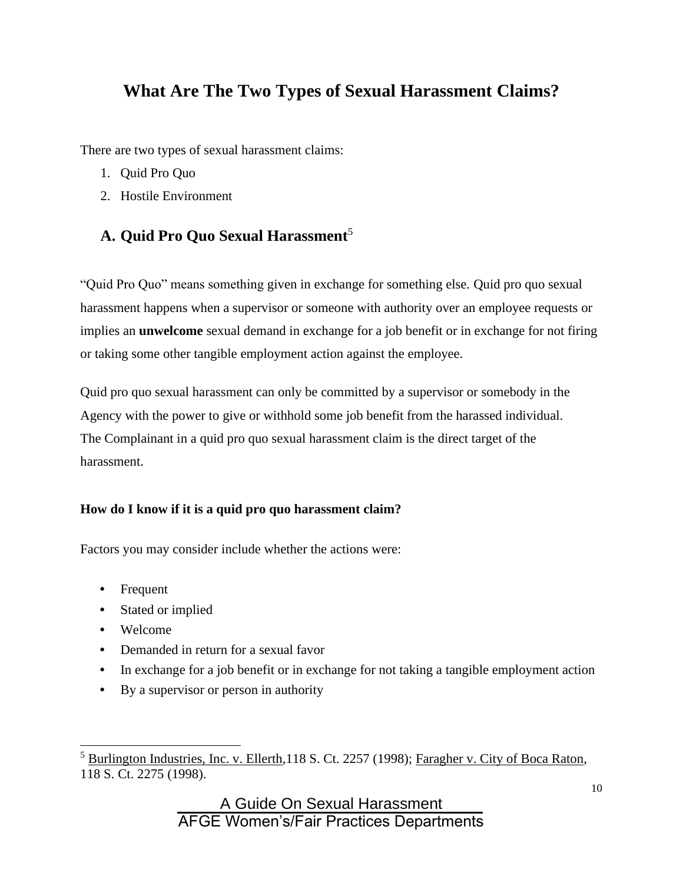# What Are The Two Types of Sexual Harassment Claims?

There are two types of sexual harassment claims:

1. Quid Pro Quo
2. Hostile Environment

## A. Quid Pro Quo Sexual Harassment[5]

"Quid Pro Quo" means something given in exchange for something else. Quid pro quo sexual harassment happens when a supervisor or someone with authority over an employee requests or implies an **unwelcome** sexual demand in exchange for a job benefit or in exchange for not firing or taking some other tangible employment action against the employee.

Quid pro quo sexual harassment can only be committed by a supervisor or somebody in the Agency with the power to give or withhold some job benefit from the harassed individual. The Complainant in a quid pro quo sexual harassment claim is the direct target of the harassment.

**How do I know if it is a quid pro quo harassment claim?**

Factors you may consider include whether the actions were:

- Frequent
- Stated or implied
- Welcome
- Demanded in return for a sexual favor
- In exchange for a job benefit or in exchange for not taking a tangible employment action
- By a supervisor or person in authority

---

[5] Burlington Industries, Inc. v. Ellerth,118 S. Ct. 2257 (1998); Faragher v. City of Boca Raton, 118 S. Ct. 2275 (1998).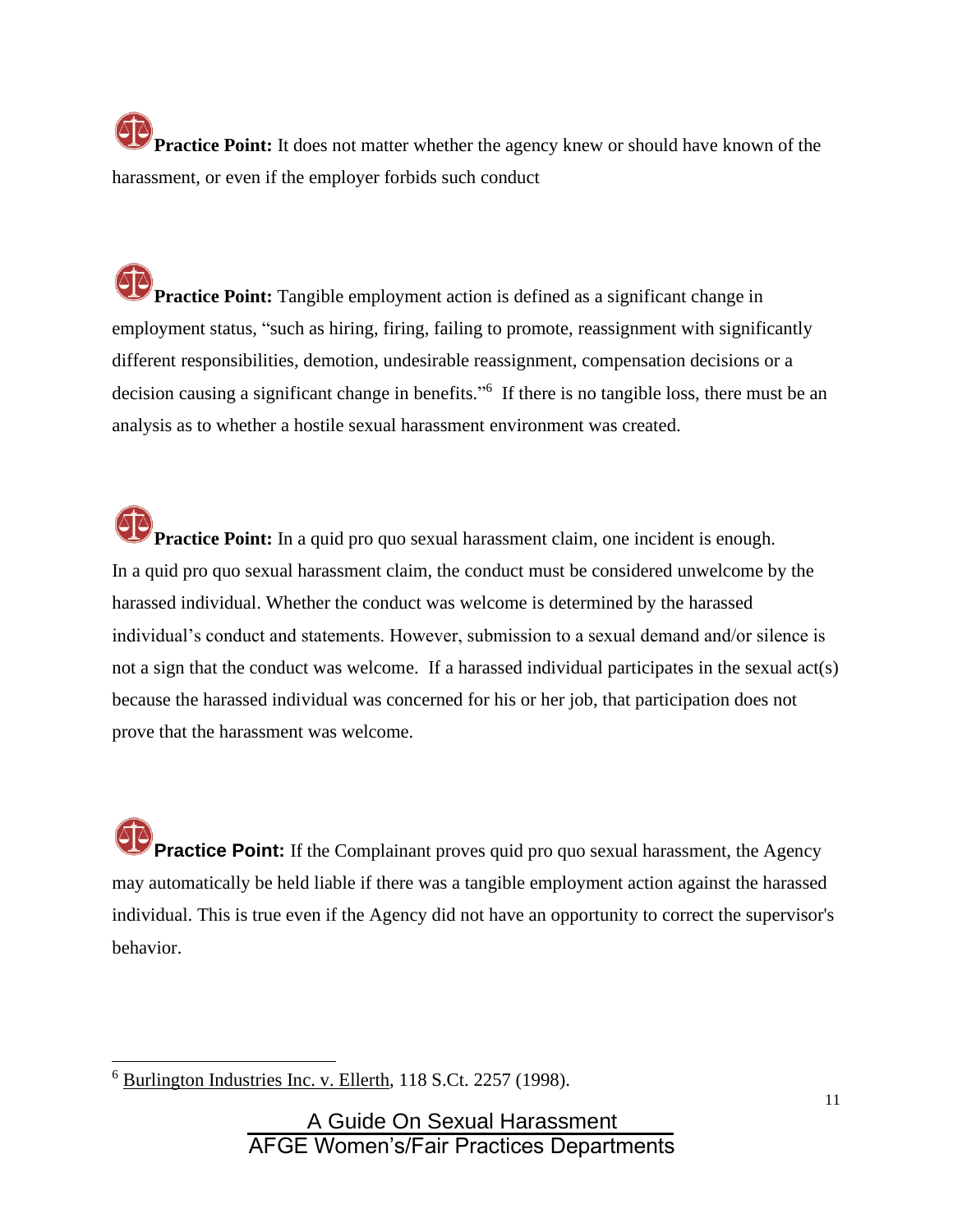**Practice Point:** It does not matter whether the agency knew or should have known of the harassment, or even if the employer forbids such conduct

**Practice Point:** Tangible employment action is defined as a significant change in employment status, "such as hiring, firing, failing to promote, reassignment with significantly different responsibilities, demotion, undesirable reassignment, compensation decisions or a decision causing a significant change in benefits."[6] If there is no tangible loss, there must be an analysis as to whether a hostile sexual harassment environment was created.

**Practice Point:** In a quid pro quo sexual harassment claim, one incident is enough. In a quid pro quo sexual harassment claim, the conduct must be considered unwelcome by the harassed individual. Whether the conduct was welcome is determined by the harassed individual's conduct and statements. However, submission to a sexual demand and/or silence is not a sign that the conduct was welcome. If a harassed individual participates in the sexual act(s) because the harassed individual was concerned for his or her job, that participation does not prove that the harassment was welcome.

**Practice Point:** If the Complainant proves quid pro quo sexual harassment, the Agency may automatically be held liable if there was a tangible employment action against the harassed individual. This is true even if the Agency did not have an opportunity to correct the supervisor's behavior.

---

[6] Burlington Industries Inc. v. Ellerth, 118 S.Ct. 2257 (1998).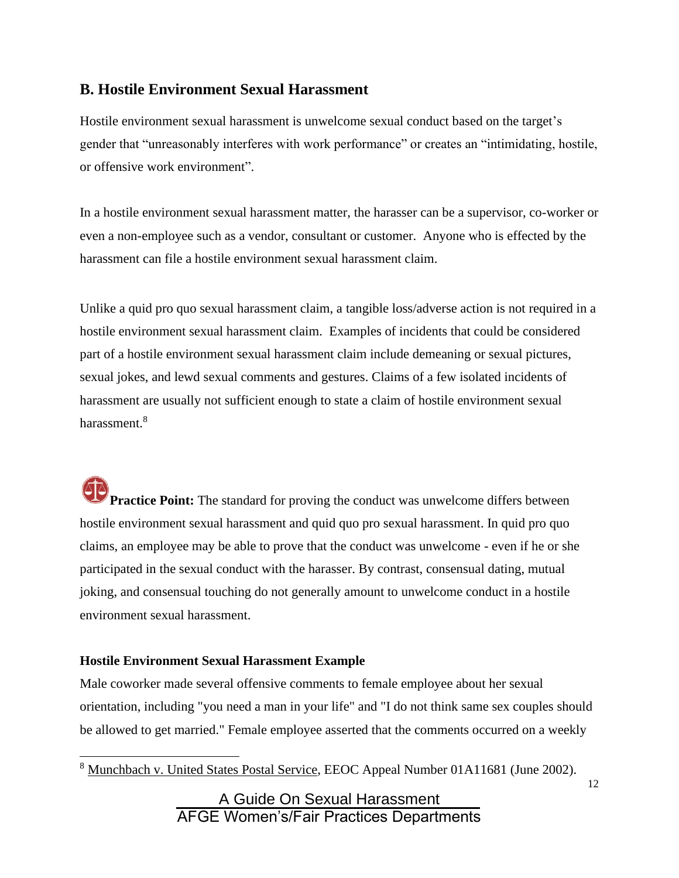## B. Hostile Environment Sexual Harassment

Hostile environment sexual harassment is unwelcome sexual conduct based on the target's gender that "unreasonably interferes with work performance" or creates an "intimidating, hostile, or offensive work environment".

In a hostile environment sexual harassment matter, the harasser can be a supervisor, co-worker or even a non-employee such as a vendor, consultant or customer. Anyone who is effected by the harassment can file a hostile environment sexual harassment claim.

Unlike a quid pro quo sexual harassment claim, a tangible loss/adverse action is not required in a hostile environment sexual harassment claim. Examples of incidents that could be considered part of a hostile environment sexual harassment claim include demeaning or sexual pictures, sexual jokes, and lewd sexual comments and gestures. Claims of a few isolated incidents of harassment are usually not sufficient enough to state a claim of hostile environment sexual harassment.[8]

**Practice Point:** The standard for proving the conduct was unwelcome differs between hostile environment sexual harassment and quid quo pro sexual harassment. In quid pro quo claims, an employee may be able to prove that the conduct was unwelcome - even if he or she participated in the sexual conduct with the harasser. By contrast, consensual dating, mutual joking, and consensual touching do not generally amount to unwelcome conduct in a hostile environment sexual harassment.

**Hostile Environment Sexual Harassment Example**

Male coworker made several offensive comments to female employee about her sexual orientation, including "you need a man in your life" and "I do not think same sex couples should be allowed to get married." Female employee asserted that the comments occurred on a weekly

[8] Munchbach v. United States Postal Service, EEOC Appeal Number 01A11681 (June 2002).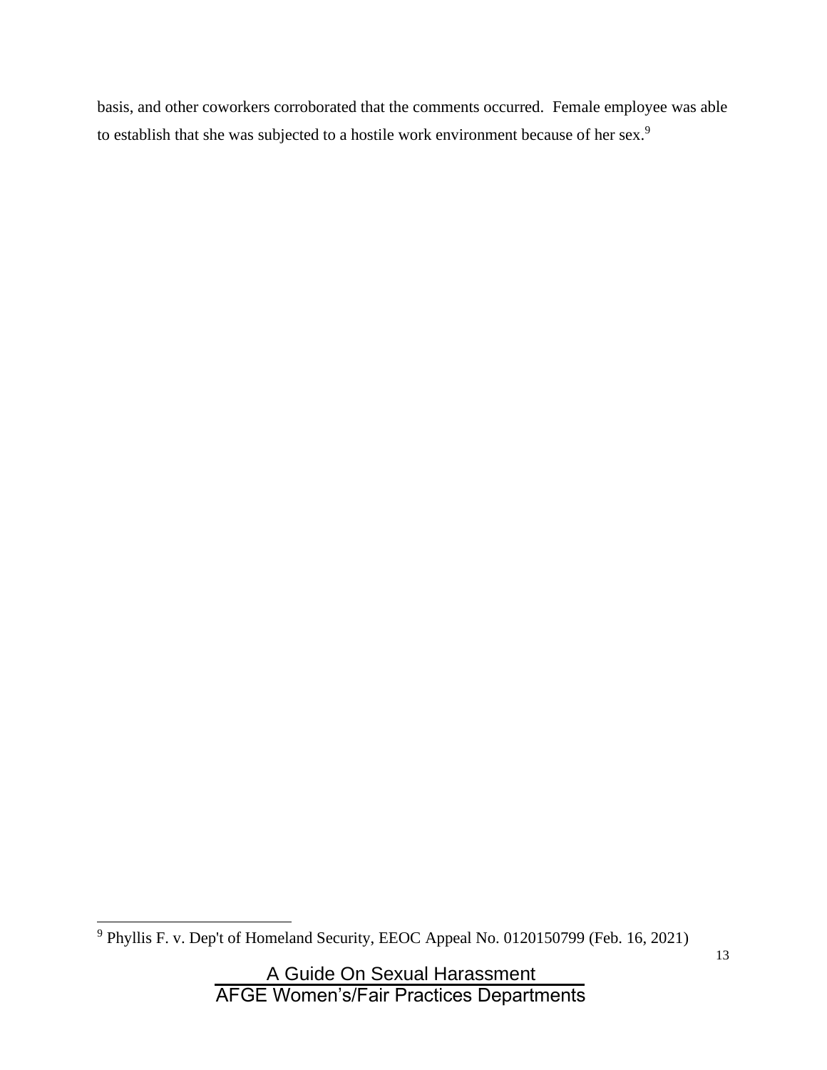basis, and other coworkers corroborated that the comments occurred. Female employee was able to establish that she was subjected to a hostile work environment because of her sex.[9]

[9] Phyllis F. v. Dep't of Homeland Security, EEOC Appeal No. 0120150799 (Feb. 16, 2021)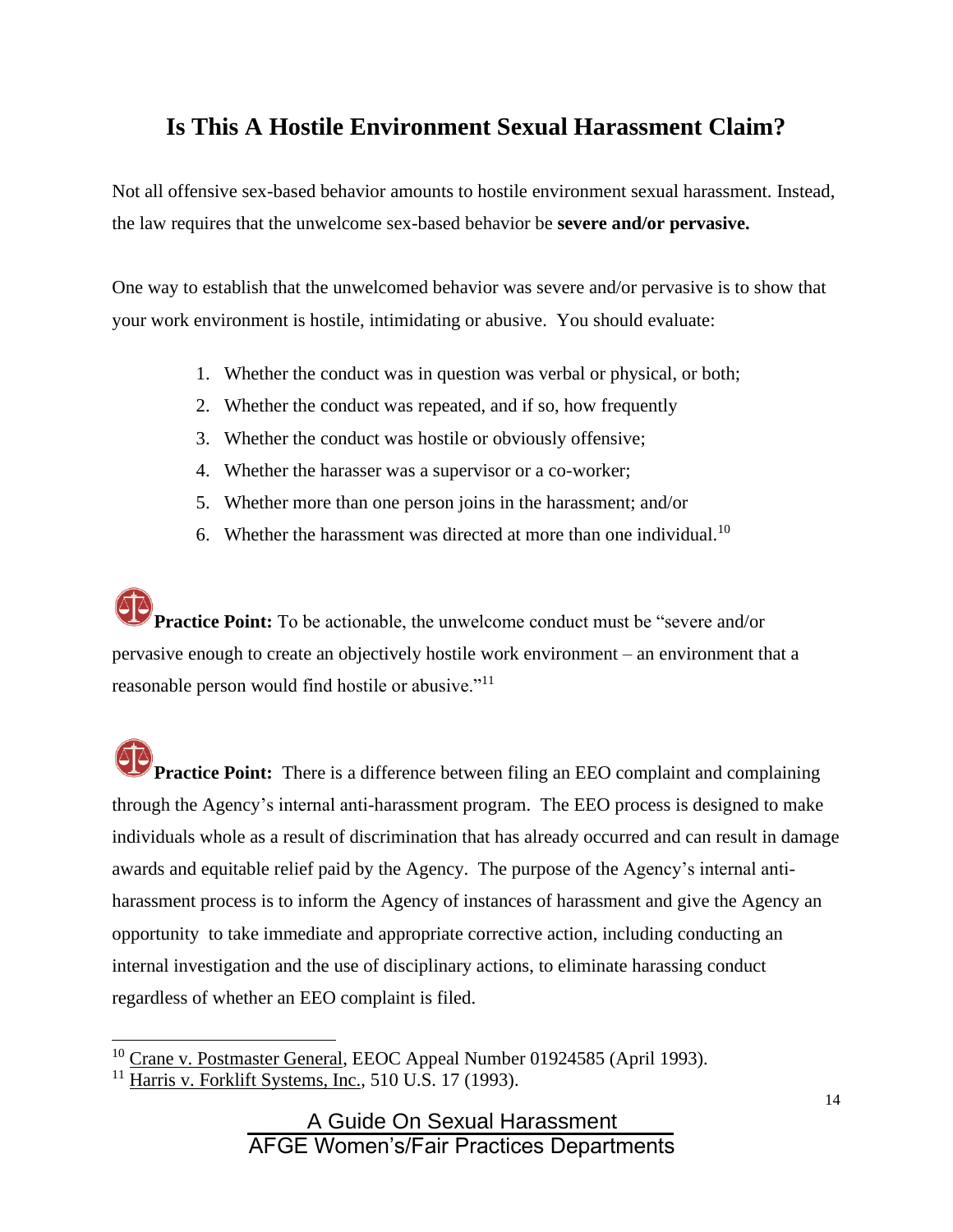## Is This A Hostile Environment Sexual Harassment Claim?

Not all offensive sex-based behavior amounts to hostile environment sexual harassment. Instead, the law requires that the unwelcome sex-based behavior be **severe and/or pervasive.**

One way to establish that the unwelcomed behavior was severe and/or pervasive is to show that your work environment is hostile, intimidating or abusive. You should evaluate:

1. Whether the conduct was in question was verbal or physical, or both;
2. Whether the conduct was repeated, and if so, how frequently
3. Whether the conduct was hostile or obviously offensive;
4. Whether the harasser was a supervisor or a co-worker;
5. Whether more than one person joins in the harassment; and/or
6. Whether the harassment was directed at more than one individual.[10]

**Practice Point:** To be actionable, the unwelcome conduct must be "severe and/or pervasive enough to create an objectively hostile work environment – an environment that a reasonable person would find hostile or abusive."[11]

**Practice Point:** There is a difference between filing an EEO complaint and complaining through the Agency's internal anti-harassment program. The EEO process is designed to make individuals whole as a result of discrimination that has already occurred and can result in damage awards and equitable relief paid by the Agency. The purpose of the Agency's internal anti-harassment process is to inform the Agency of instances of harassment and give the Agency an opportunity to take immediate and appropriate corrective action, including conducting an internal investigation and the use of disciplinary actions, to eliminate harassing conduct regardless of whether an EEO complaint is filed.

---

[10] Crane v. Postmaster General, EEOC Appeal Number 01924585 (April 1993).

[11] Harris v. Forklift Systems, Inc., 510 U.S. 17 (1993).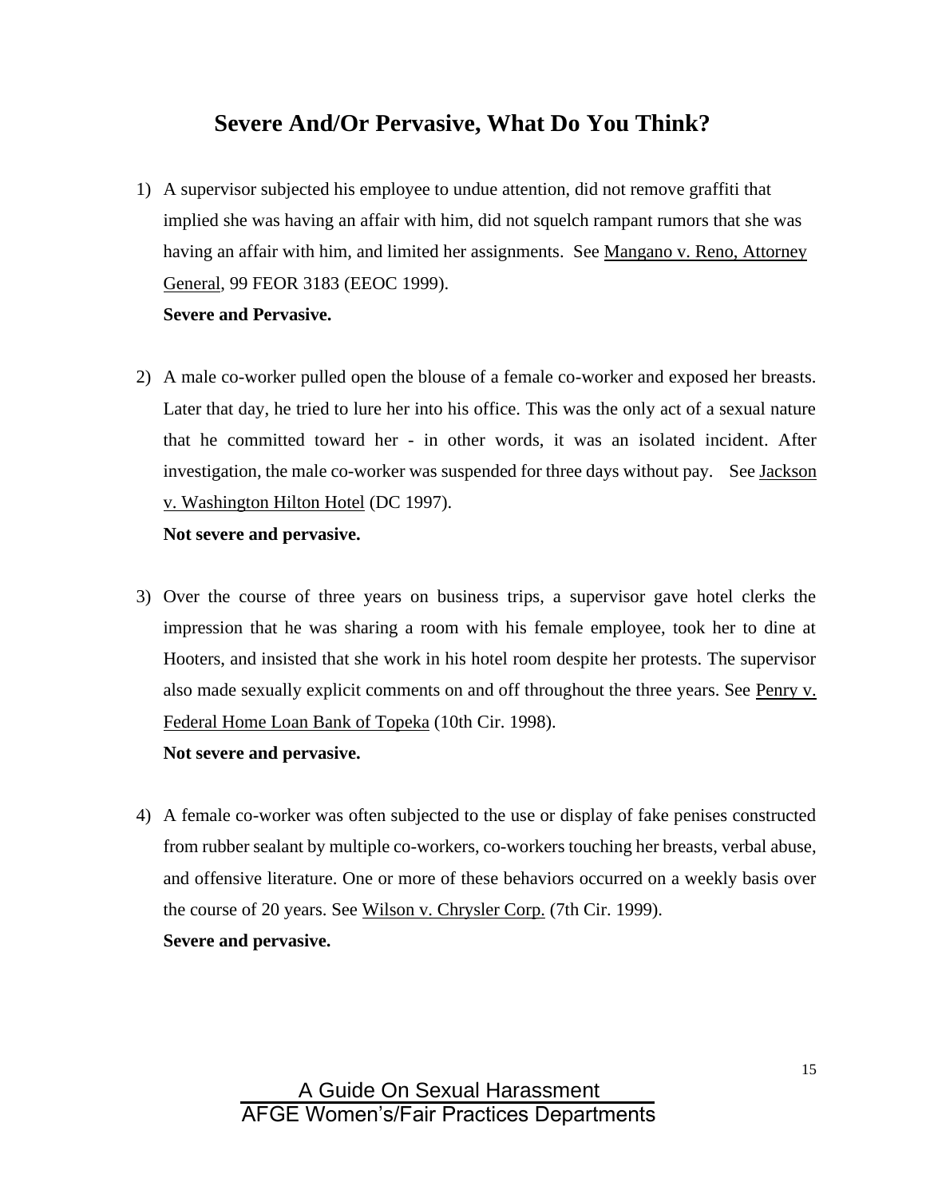## Severe And/Or Pervasive, What Do You Think?

1) A supervisor subjected his employee to undue attention, did not remove graffiti that implied she was having an affair with him, did not squelch rampant rumors that she was having an affair with him, and limited her assignments. See Mangano v. Reno, Attorney General, 99 FEOR 3183 (EEOC 1999).
   **Severe and Pervasive.**

2) A male co-worker pulled open the blouse of a female co-worker and exposed her breasts. Later that day, he tried to lure her into his office. This was the only act of a sexual nature that he committed toward her - in other words, it was an isolated incident. After investigation, the male co-worker was suspended for three days without pay. See Jackson v. Washington Hilton Hotel (DC 1997).
   **Not severe and pervasive.**

3) Over the course of three years on business trips, a supervisor gave hotel clerks the impression that he was sharing a room with his female employee, took her to dine at Hooters, and insisted that she work in his hotel room despite her protests. The supervisor also made sexually explicit comments on and off throughout the three years. See Penry v. Federal Home Loan Bank of Topeka (10th Cir. 1998).
   **Not severe and pervasive.**

4) A female co-worker was often subjected to the use or display of fake penises constructed from rubber sealant by multiple co-workers, co-workers touching her breasts, verbal abuse, and offensive literature. One or more of these behaviors occurred on a weekly basis over the course of 20 years. See Wilson v. Chrysler Corp. (7th Cir. 1999).
   **Severe and pervasive.**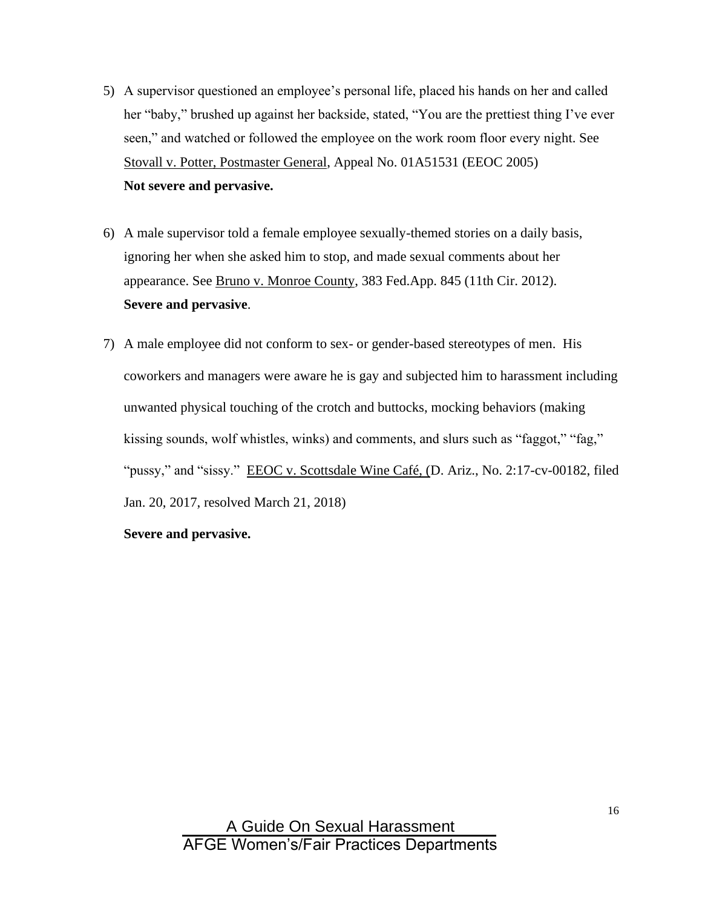5) A supervisor questioned an employee's personal life, placed his hands on her and called her "baby," brushed up against her backside, stated, "You are the prettiest thing I've ever seen," and watched or followed the employee on the work room floor every night. See Stovall v. Potter, Postmaster General, Appeal No. 01A51531 (EEOC 2005)
   **Not severe and pervasive.**

6) A male supervisor told a female employee sexually-themed stories on a daily basis, ignoring her when she asked him to stop, and made sexual comments about her appearance. See Bruno v. Monroe County, 383 Fed.App. 845 (11th Cir. 2012).
   **Severe and pervasive**.

7) A male employee did not conform to sex- or gender-based stereotypes of men. His coworkers and managers were aware he is gay and subjected him to harassment including unwanted physical touching of the crotch and buttocks, mocking behaviors (making kissing sounds, wolf whistles, winks) and comments, and slurs such as "faggot," "fag," "pussy," and "sissy." EEOC v. Scottsdale Wine Café, (D. Ariz., No. 2:17-cv-00182, filed Jan. 20, 2017, resolved March 21, 2018)

   **Severe and pervasive.**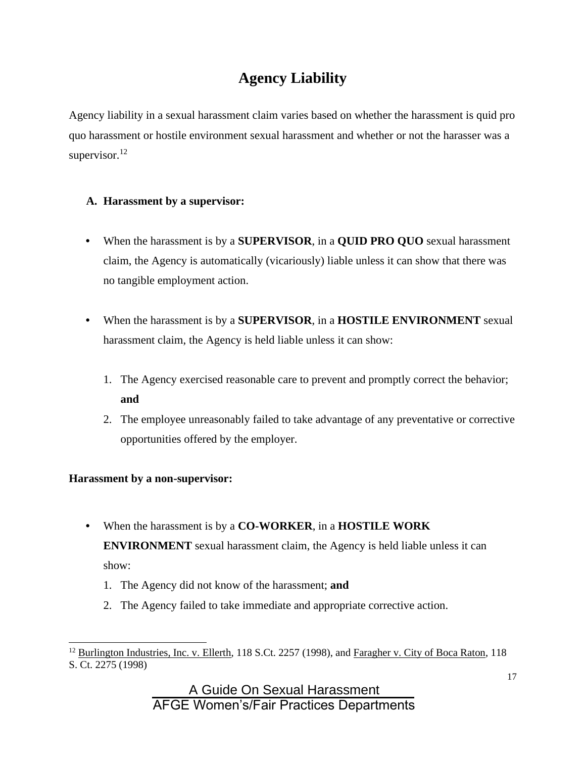# Agency Liability

Agency liability in a sexual harassment claim varies based on whether the harassment is quid pro quo harassment or hostile environment sexual harassment and whether or not the harasser was a supervisor.[12]

**A. Harassment by a supervisor:**

- When the harassment is by a **SUPERVISOR**, in a **QUID PRO QUO** sexual harassment claim, the Agency is automatically (vicariously) liable unless it can show that there was no tangible employment action.

- When the harassment is by a **SUPERVISOR**, in a **HOSTILE ENVIRONMENT** sexual harassment claim, the Agency is held liable unless it can show:

  1. The Agency exercised reasonable care to prevent and promptly correct the behavior; **and**
  2. The employee unreasonably failed to take advantage of any preventative or corrective opportunities offered by the employer.

**Harassment by a non-supervisor:**

- When the harassment is by a **CO-WORKER**, in a **HOSTILE WORK ENVIRONMENT** sexual harassment claim, the Agency is held liable unless it can show:
  1. The Agency did not know of the harassment; **and**
  2. The Agency failed to take immediate and appropriate corrective action.

[12] Burlington Industries, Inc. v. Ellerth, 118 S.Ct. 2257 (1998), and Faragher v. City of Boca Raton, 118 S. Ct. 2275 (1998)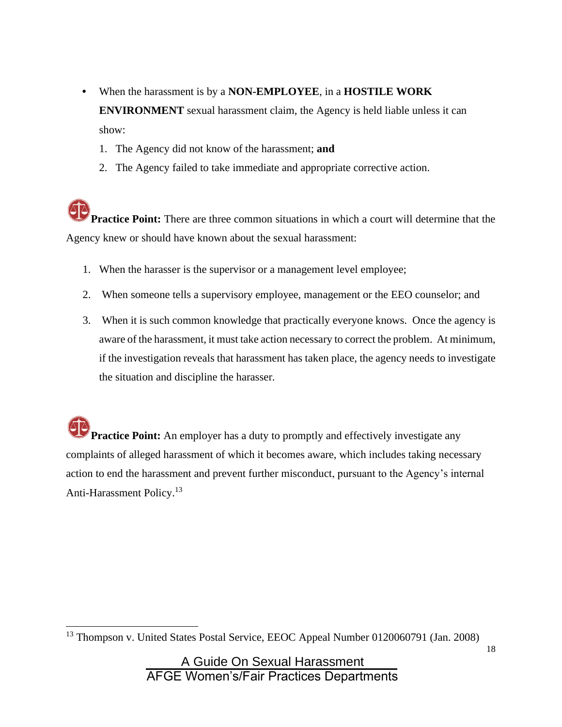- When the harassment is by a **NON-EMPLOYEE**, in a **HOSTILE WORK ENVIRONMENT** sexual harassment claim, the Agency is held liable unless it can show:
  1. The Agency did not know of the harassment; **and**
  2. The Agency failed to take immediate and appropriate corrective action.

**Practice Point:** There are three common situations in which a court will determine that the Agency knew or should have known about the sexual harassment:

1. When the harasser is the supervisor or a management level employee;
2. When someone tells a supervisory employee, management or the EEO counselor; and
3. When it is such common knowledge that practically everyone knows. Once the agency is aware of the harassment, it must take action necessary to correct the problem. At minimum, if the investigation reveals that harassment has taken place, the agency needs to investigate the situation and discipline the harasser.

**Practice Point:** An employer has a duty to promptly and effectively investigate any complaints of alleged harassment of which it becomes aware, which includes taking necessary action to end the harassment and prevent further misconduct, pursuant to the Agency's internal Anti-Harassment Policy.[13]

[13] Thompson v. United States Postal Service, EEOC Appeal Number 0120060791 (Jan. 2008)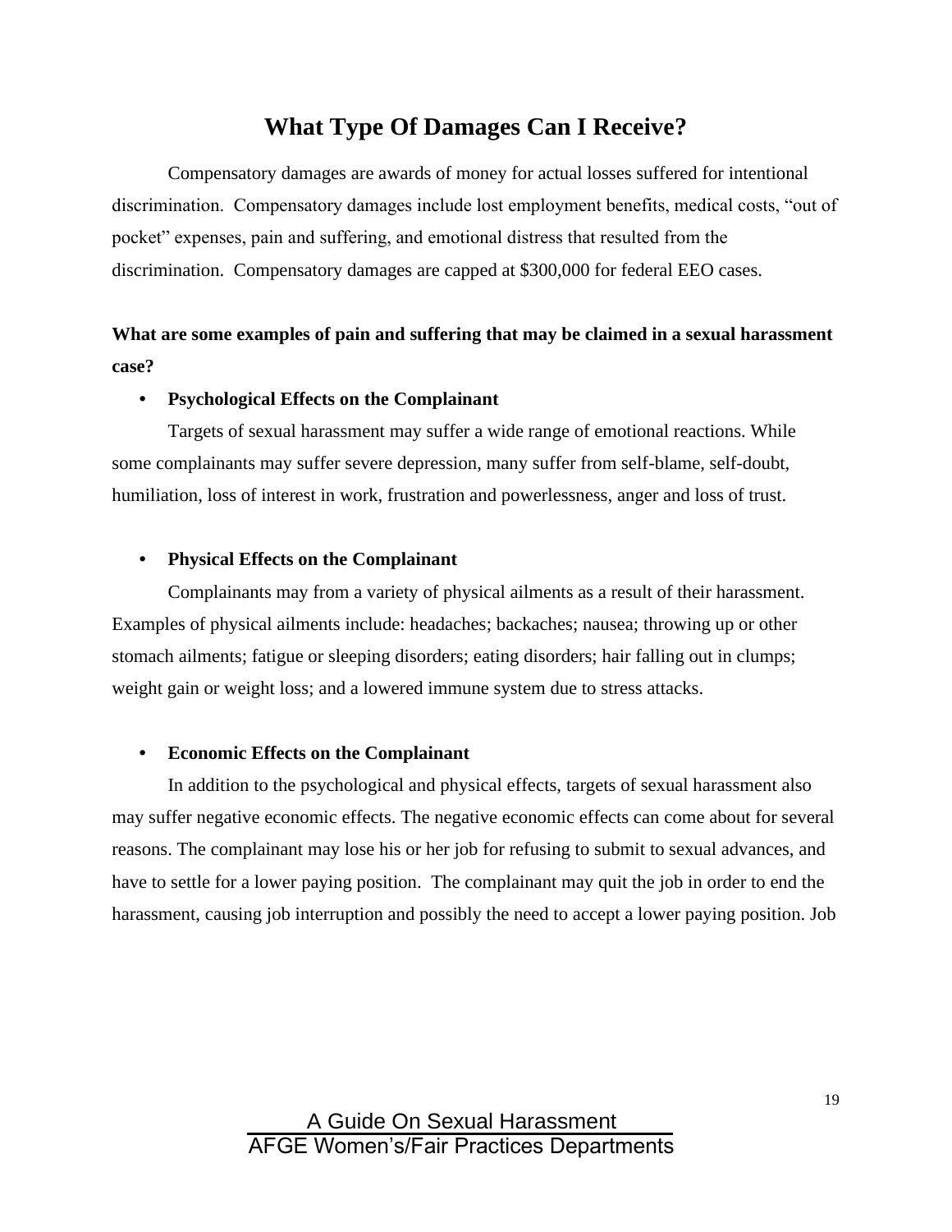# What Type Of Damages Can I Receive?

Compensatory damages are awards of money for actual losses suffered for intentional discrimination. Compensatory damages include lost employment benefits, medical costs, "out of pocket" expenses, pain and suffering, and emotional distress that resulted from the discrimination. Compensatory damages are capped at $300,000 for federal EEO cases.

**What are some examples of pain and suffering that may be claimed in a sexual harassment case?**

- **Psychological Effects on the Complainant**

Targets of sexual harassment may suffer a wide range of emotional reactions. While some complainants may suffer severe depression, many suffer from self-blame, self-doubt, humiliation, loss of interest in work, frustration and powerlessness, anger and loss of trust.

- **Physical Effects on the Complainant**

Complainants may from a variety of physical ailments as a result of their harassment. Examples of physical ailments include: headaches; backaches; nausea; throwing up or other stomach ailments; fatigue or sleeping disorders; eating disorders; hair falling out in clumps; weight gain or weight loss; and a lowered immune system due to stress attacks.

- **Economic Effects on the Complainant**

In addition to the psychological and physical effects, targets of sexual harassment also may suffer negative economic effects. The negative economic effects can come about for several reasons. The complainant may lose his or her job for refusing to submit to sexual advances, and have to settle for a lower paying position. The complainant may quit the job in order to end the harassment, causing job interruption and possibly the need to accept a lower paying position. Job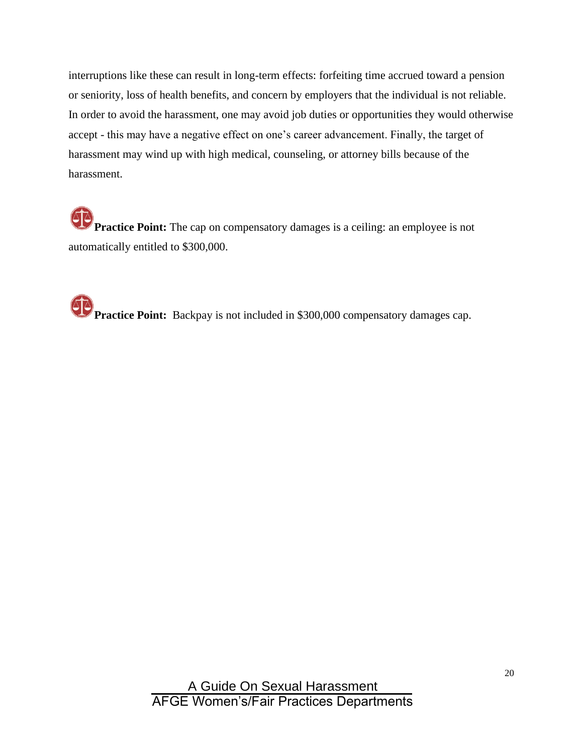interruptions like these can result in long-term effects: forfeiting time accrued toward a pension or seniority, loss of health benefits, and concern by employers that the individual is not reliable. In order to avoid the harassment, one may avoid job duties or opportunities they would otherwise accept - this may have a negative effect on one's career advancement. Finally, the target of harassment may wind up with high medical, counseling, or attorney bills because of the harassment.

**Practice Point:** The cap on compensatory damages is a ceiling: an employee is not automatically entitled to $300,000.

**Practice Point:** Backpay is not included in $300,000 compensatory damages cap.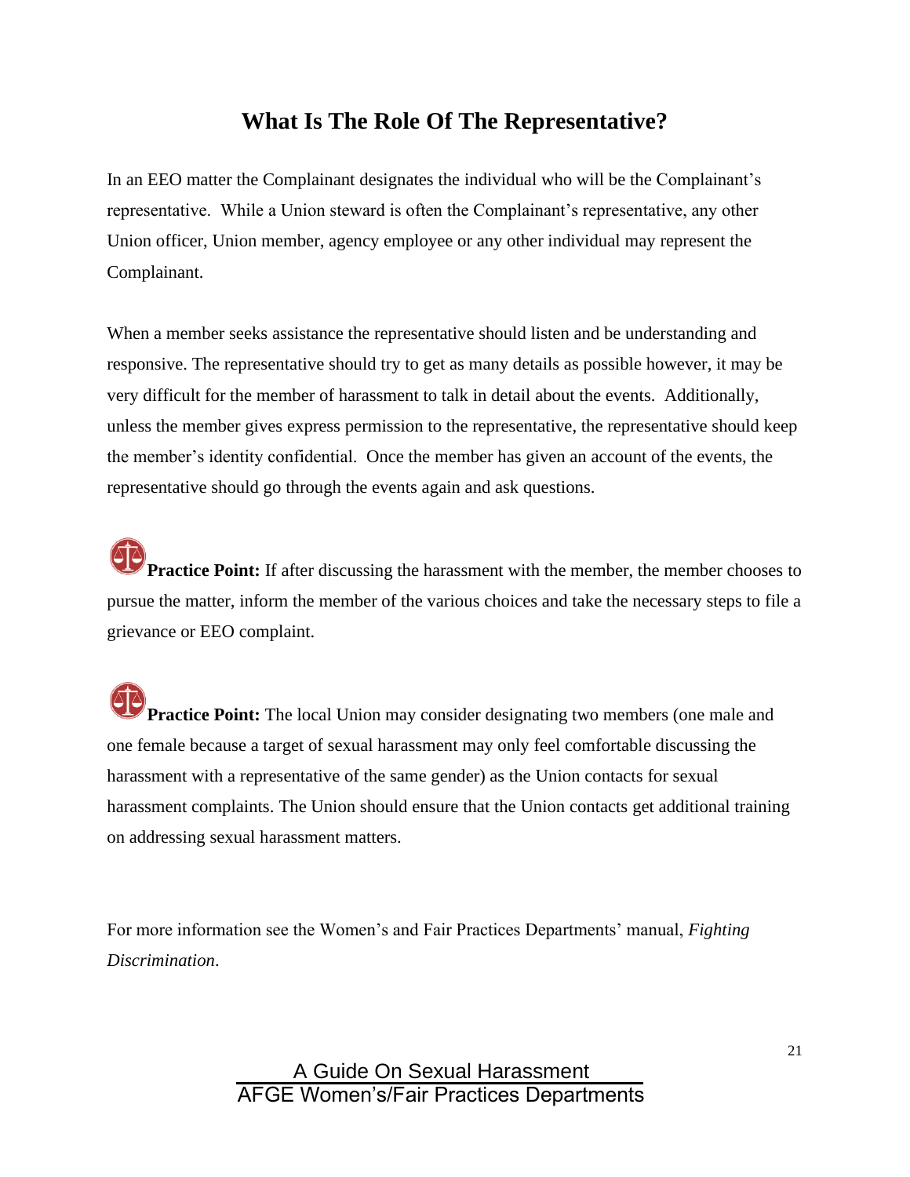## What Is The Role Of The Representative?

In an EEO matter the Complainant designates the individual who will be the Complainant's representative. While a Union steward is often the Complainant's representative, any other Union officer, Union member, agency employee or any other individual may represent the Complainant.

When a member seeks assistance the representative should listen and be understanding and responsive. The representative should try to get as many details as possible however, it may be very difficult for the member of harassment to talk in detail about the events. Additionally, unless the member gives express permission to the representative, the representative should keep the member's identity confidential. Once the member has given an account of the events, the representative should go through the events again and ask questions.

**Practice Point:** If after discussing the harassment with the member, the member chooses to pursue the matter, inform the member of the various choices and take the necessary steps to file a grievance or EEO complaint.

**Practice Point:** The local Union may consider designating two members (one male and one female because a target of sexual harassment may only feel comfortable discussing the harassment with a representative of the same gender) as the Union contacts for sexual harassment complaints. The Union should ensure that the Union contacts get additional training on addressing sexual harassment matters.

For more information see the Women's and Fair Practices Departments' manual, *Fighting Discrimination*.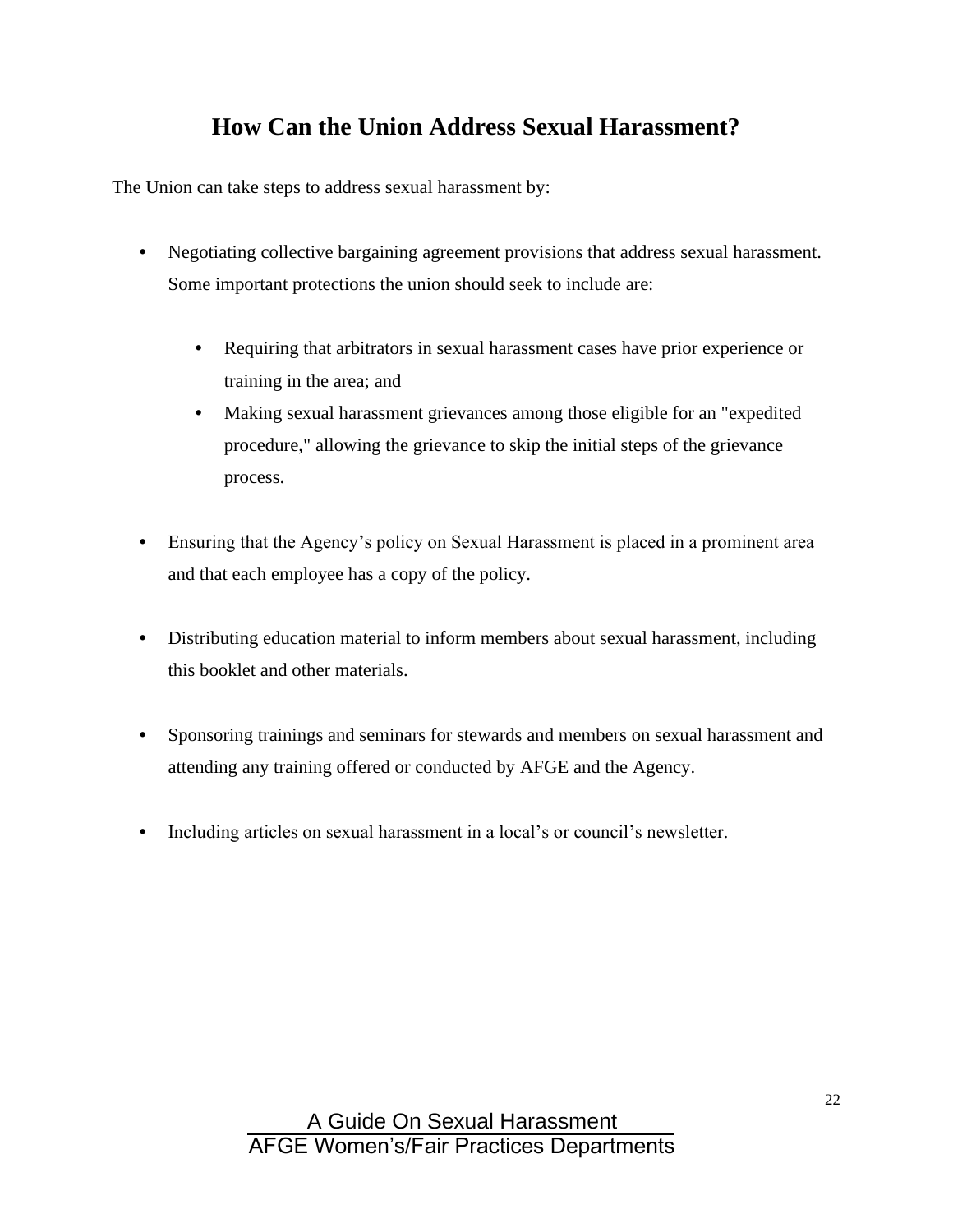# How Can the Union Address Sexual Harassment?

The Union can take steps to address sexual harassment by:

- Negotiating collective bargaining agreement provisions that address sexual harassment. Some important protections the union should seek to include are:

  - Requiring that arbitrators in sexual harassment cases have prior experience or training in the area; and
  - Making sexual harassment grievances among those eligible for an "expedited procedure," allowing the grievance to skip the initial steps of the grievance process.

- Ensuring that the Agency's policy on Sexual Harassment is placed in a prominent area and that each employee has a copy of the policy.

- Distributing education material to inform members about sexual harassment, including this booklet and other materials.

- Sponsoring trainings and seminars for stewards and members on sexual harassment and attending any training offered or conducted by AFGE and the Agency.

- Including articles on sexual harassment in a local's or council's newsletter.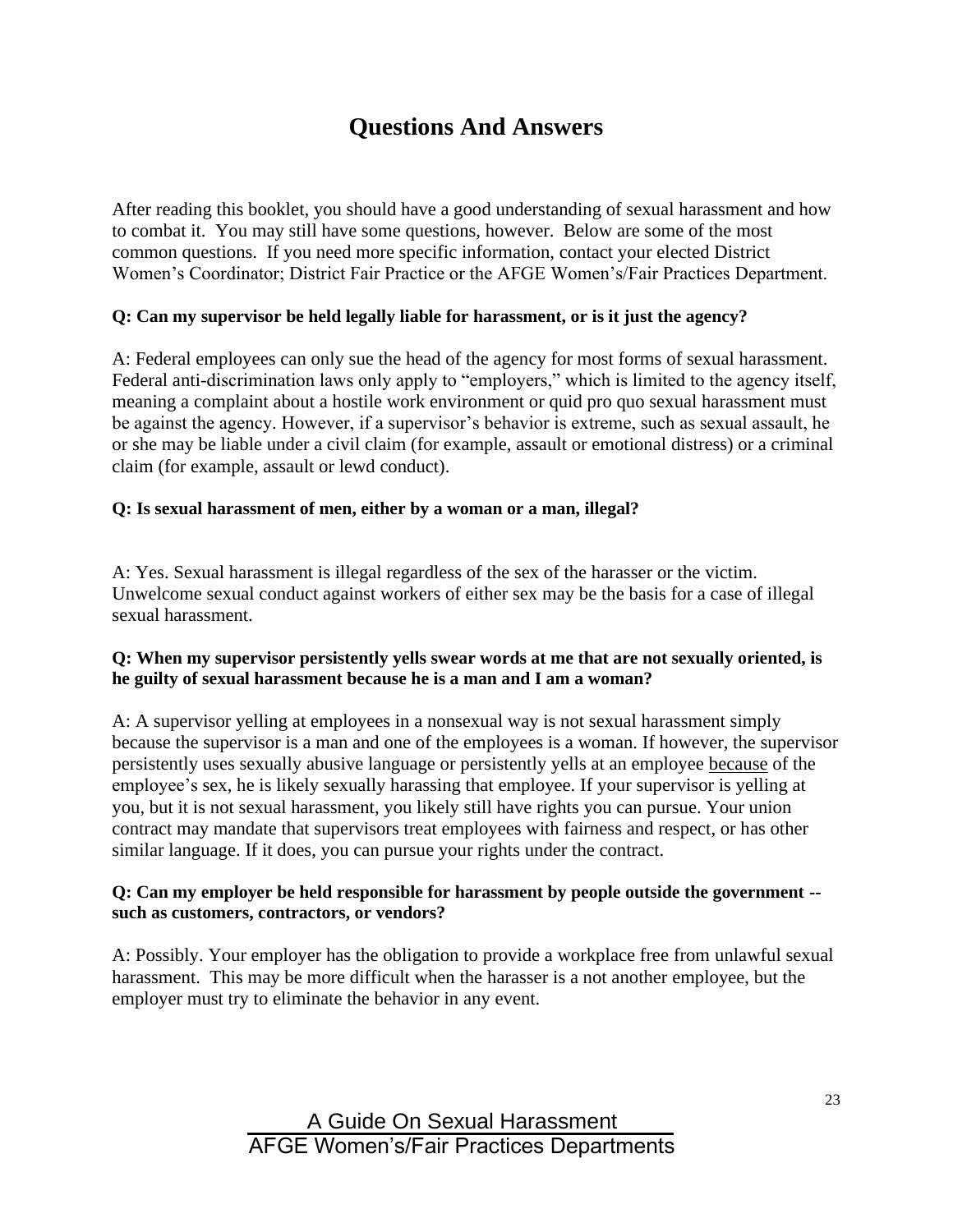# Questions And Answers

After reading this booklet, you should have a good understanding of sexual harassment and how to combat it. You may still have some questions, however. Below are some of the most common questions. If you need more specific information, contact your elected District Women's Coordinator; District Fair Practice or the AFGE Women's/Fair Practices Department.

**Q: Can my supervisor be held legally liable for harassment, or is it just the agency?**

A: Federal employees can only sue the head of the agency for most forms of sexual harassment. Federal anti-discrimination laws only apply to "employers," which is limited to the agency itself, meaning a complaint about a hostile work environment or quid pro quo sexual harassment must be against the agency. However, if a supervisor's behavior is extreme, such as sexual assault, he or she may be liable under a civil claim (for example, assault or emotional distress) or a criminal claim (for example, assault or lewd conduct).

**Q: Is sexual harassment of men, either by a woman or a man, illegal?**

A: Yes. Sexual harassment is illegal regardless of the sex of the harasser or the victim. Unwelcome sexual conduct against workers of either sex may be the basis for a case of illegal sexual harassment.

**Q: When my supervisor persistently yells swear words at me that are not sexually oriented, is he guilty of sexual harassment because he is a man and I am a woman?**

A: A supervisor yelling at employees in a nonsexual way is not sexual harassment simply because the supervisor is a man and one of the employees is a woman. If however, the supervisor persistently uses sexually abusive language or persistently yells at an employee <u>because</u> of the employee's sex, he is likely sexually harassing that employee. If your supervisor is yelling at you, but it is not sexual harassment, you likely still have rights you can pursue. Your union contract may mandate that supervisors treat employees with fairness and respect, or has other similar language. If it does, you can pursue your rights under the contract.

**Q: Can my employer be held responsible for harassment by people outside the government -- such as customers, contractors, or vendors?**

A: Possibly. Your employer has the obligation to provide a workplace free from unlawful sexual harassment. This may be more difficult when the harasser is a not another employee, but the employer must try to eliminate the behavior in any event.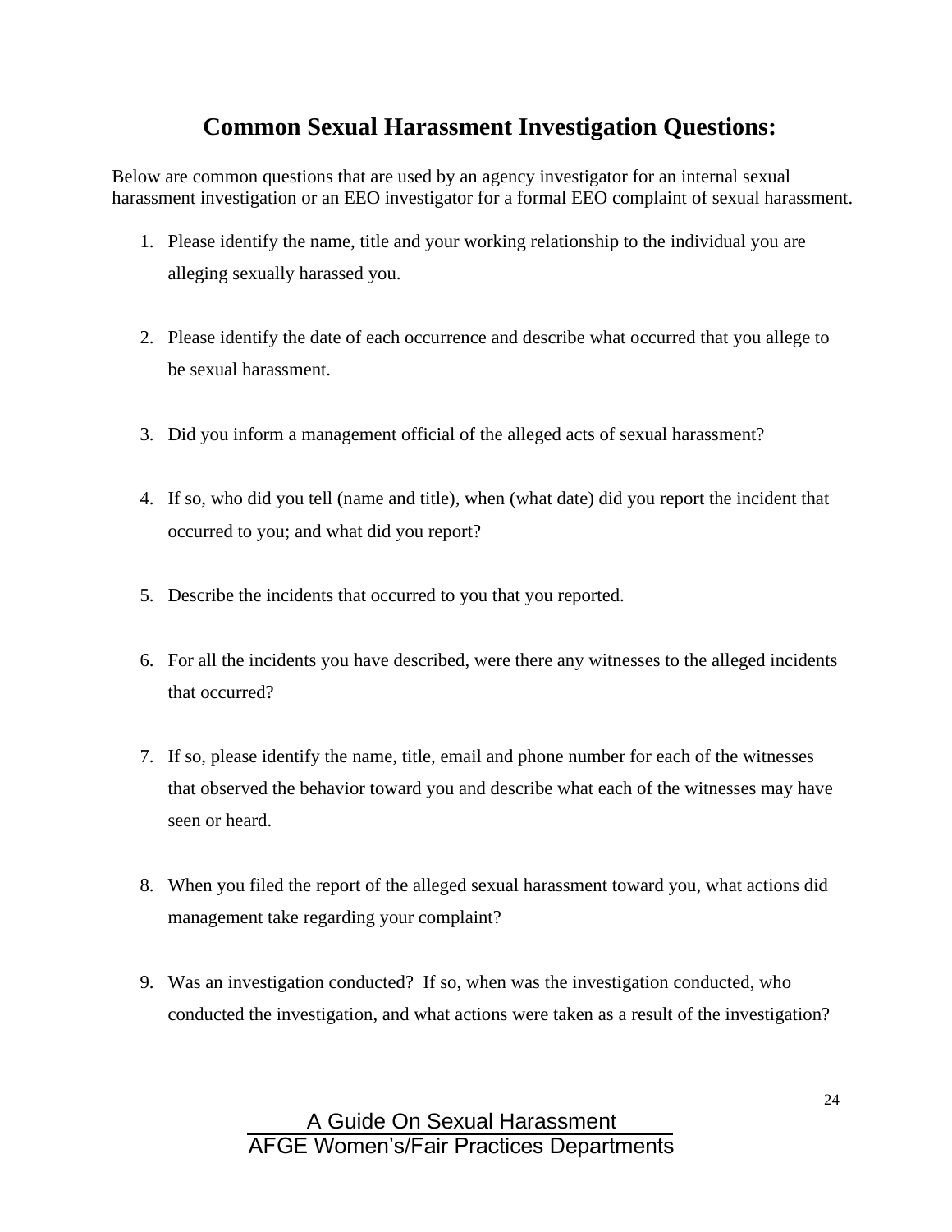# Common Sexual Harassment Investigation Questions:

Below are common questions that are used by an agency investigator for an internal sexual harassment investigation or an EEO investigator for a formal EEO complaint of sexual harassment.

1. Please identify the name, title and your working relationship to the individual you are alleging sexually harassed you.

2. Please identify the date of each occurrence and describe what occurred that you allege to be sexual harassment.

3. Did you inform a management official of the alleged acts of sexual harassment?

4. If so, who did you tell (name and title), when (what date) did you report the incident that occurred to you; and what did you report?

5. Describe the incidents that occurred to you that you reported.

6. For all the incidents you have described, were there any witnesses to the alleged incidents that occurred?

7. If so, please identify the name, title, email and phone number for each of the witnesses that observed the behavior toward you and describe what each of the witnesses may have seen or heard.

8. When you filed the report of the alleged sexual harassment toward you, what actions did management take regarding your complaint?

9. Was an investigation conducted? If so, when was the investigation conducted, who conducted the investigation, and what actions were taken as a result of the investigation?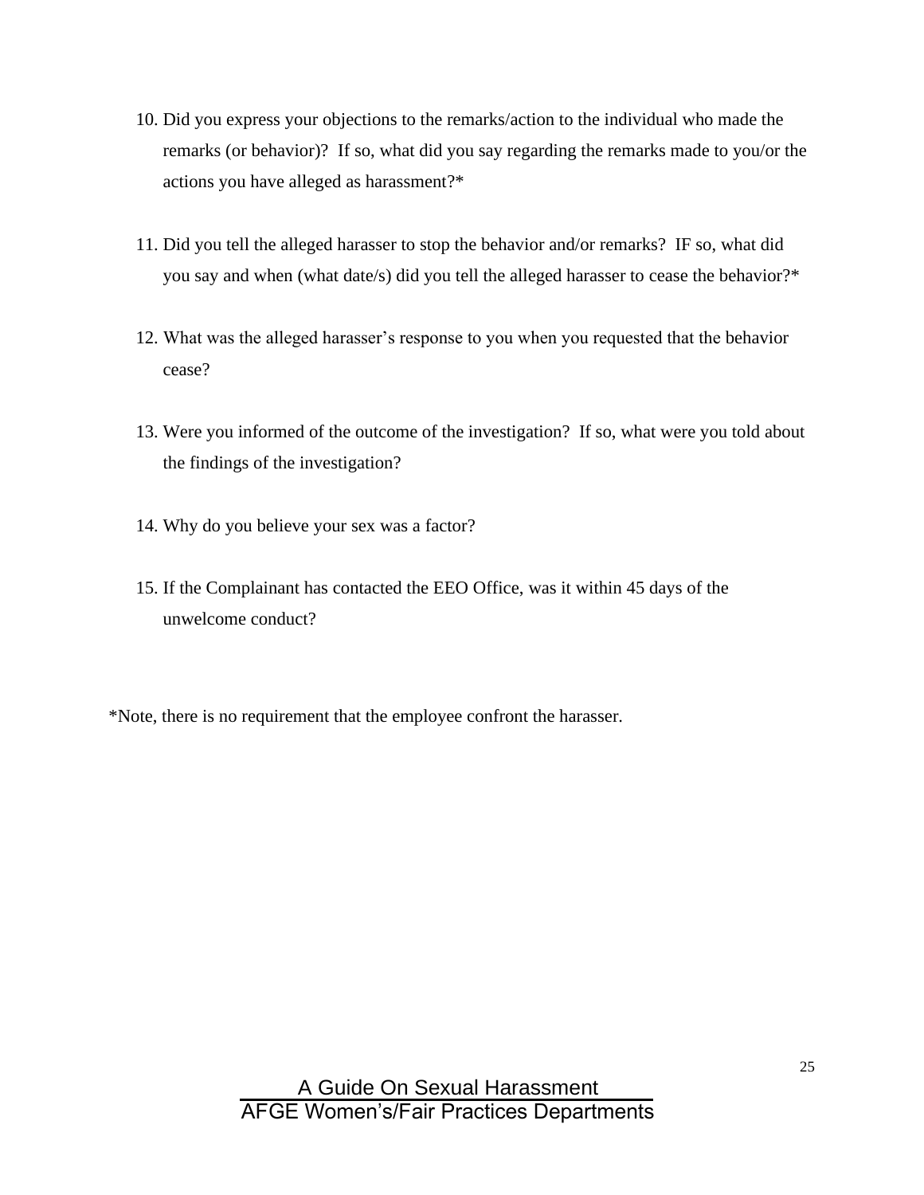10. Did you express your objections to the remarks/action to the individual who made the remarks (or behavior)? If so, what did you say regarding the remarks made to you/or the actions you have alleged as harassment?*

11. Did you tell the alleged harasser to stop the behavior and/or remarks? IF so, what did you say and when (what date/s) did you tell the alleged harasser to cease the behavior?*

12. What was the alleged harasser's response to you when you requested that the behavior cease?

13. Were you informed of the outcome of the investigation? If so, what were you told about the findings of the investigation?

14. Why do you believe your sex was a factor?

15. If the Complainant has contacted the EEO Office, was it within 45 days of the unwelcome conduct?

*Note, there is no requirement that the employee confront the harasser.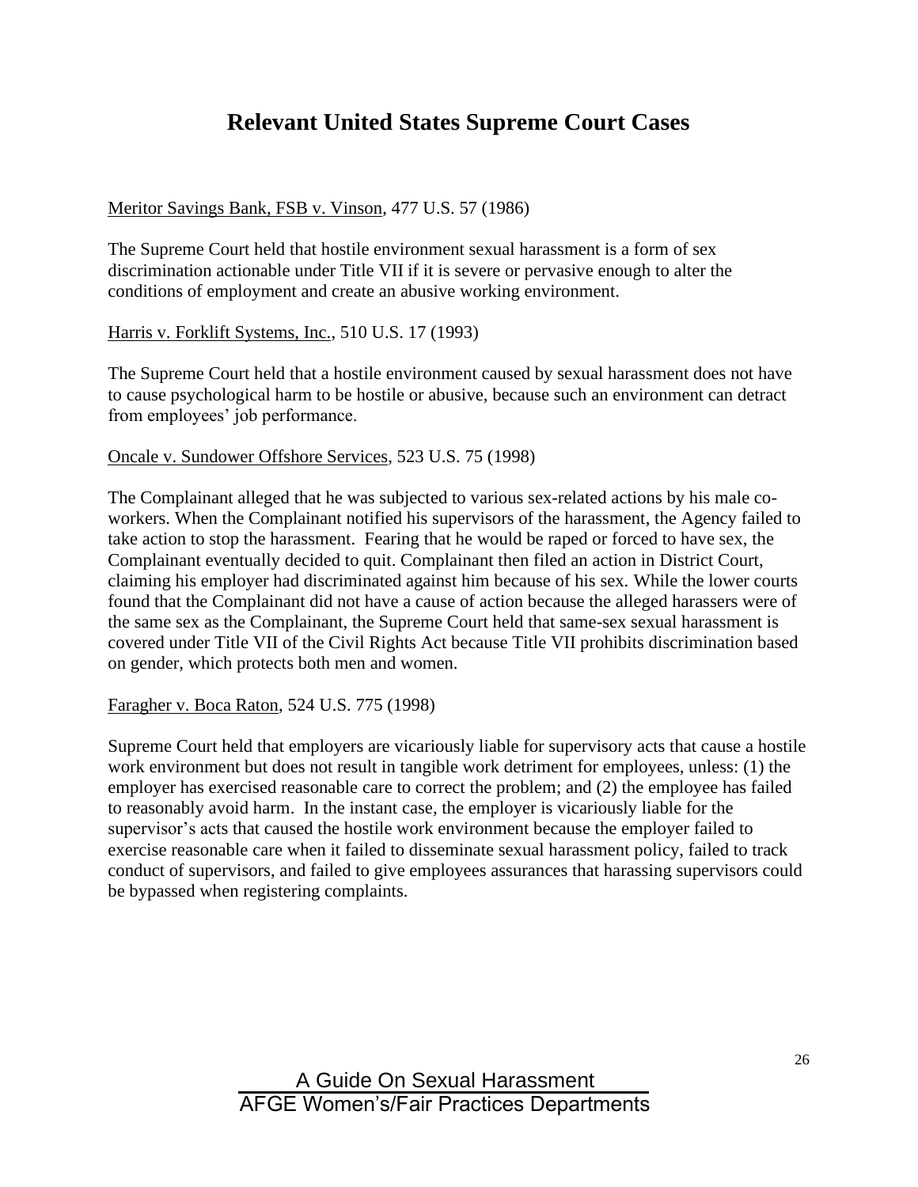# Relevant United States Supreme Court Cases

<u>Meritor Savings Bank, FSB v. Vinson</u>, 477 U.S. 57 (1986)

The Supreme Court held that hostile environment sexual harassment is a form of sex discrimination actionable under Title VII if it is severe or pervasive enough to alter the conditions of employment and create an abusive working environment.

<u>Harris v. Forklift Systems, Inc.</u>, 510 U.S. 17 (1993)

The Supreme Court held that a hostile environment caused by sexual harassment does not have to cause psychological harm to be hostile or abusive, because such an environment can detract from employees' job performance.

<u>Oncale v. Sundower Offshore Services</u>, 523 U.S. 75 (1998)

The Complainant alleged that he was subjected to various sex-related actions by his male co-workers. When the Complainant notified his supervisors of the harassment, the Agency failed to take action to stop the harassment. Fearing that he would be raped or forced to have sex, the Complainant eventually decided to quit. Complainant then filed an action in District Court, claiming his employer had discriminated against him because of his sex. While the lower courts found that the Complainant did not have a cause of action because the alleged harassers were of the same sex as the Complainant, the Supreme Court held that same-sex sexual harassment is covered under Title VII of the Civil Rights Act because Title VII prohibits discrimination based on gender, which protects both men and women.

<u>Faragher v. Boca Raton</u>, 524 U.S. 775 (1998)

Supreme Court held that employers are vicariously liable for supervisory acts that cause a hostile work environment but does not result in tangible work detriment for employees, unless: (1) the employer has exercised reasonable care to correct the problem; and (2) the employee has failed to reasonably avoid harm. In the instant case, the employer is vicariously liable for the supervisor's acts that caused the hostile work environment because the employer failed to exercise reasonable care when it failed to disseminate sexual harassment policy, failed to track conduct of supervisors, and failed to give employees assurances that harassing supervisors could be bypassed when registering complaints.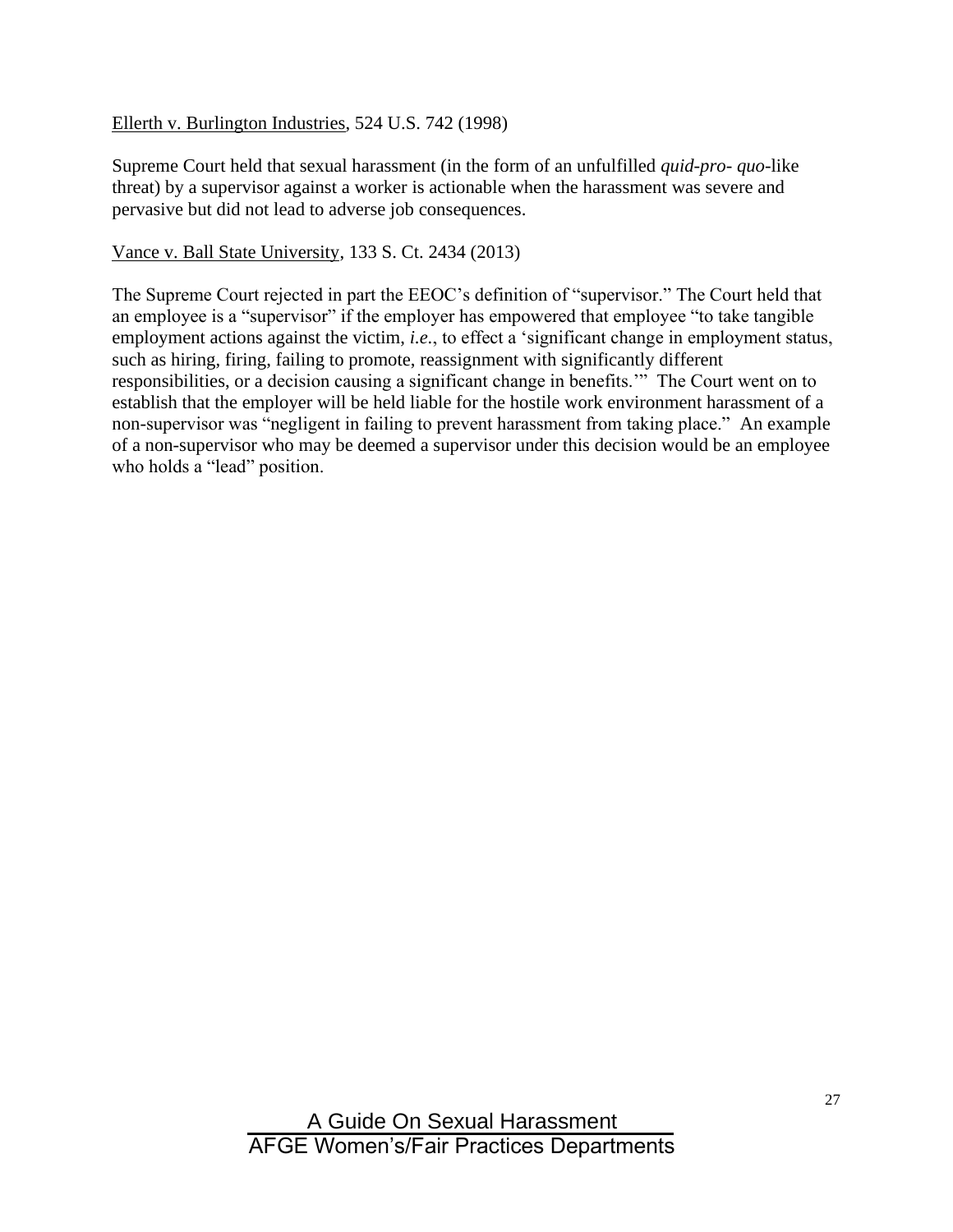<u>Ellerth v. Burlington Industries</u>, 524 U.S. 742 (1998)

Supreme Court held that sexual harassment (in the form of an unfulfilled *quid-pro- quo*-like threat) by a supervisor against a worker is actionable when the harassment was severe and pervasive but did not lead to adverse job consequences.

<u>Vance v. Ball State University</u>, 133 S. Ct. 2434 (2013)

The Supreme Court rejected in part the EEOC's definition of "supervisor." The Court held that an employee is a "supervisor" if the employer has empowered that employee "to take tangible employment actions against the victim, *i.e.*, to effect a 'significant change in employment status, such as hiring, firing, failing to promote, reassignment with significantly different responsibilities, or a decision causing a significant change in benefits.'" The Court went on to establish that the employer will be held liable for the hostile work environment harassment of a non-supervisor was "negligent in failing to prevent harassment from taking place." An example of a non-supervisor who may be deemed a supervisor under this decision would be an employee who holds a "lead" position.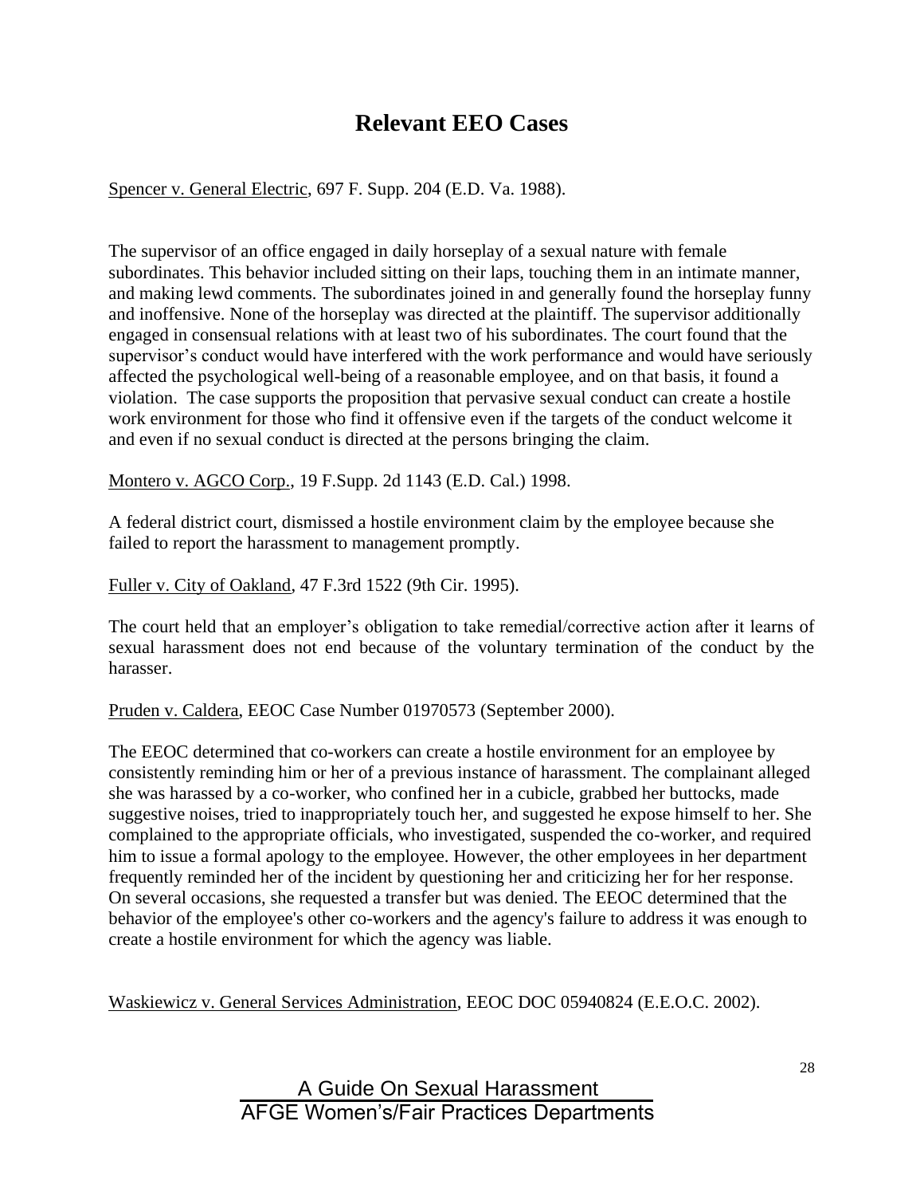# Relevant EEO Cases

Spencer v. General Electric, 697 F. Supp. 204 (E.D. Va. 1988).

The supervisor of an office engaged in daily horseplay of a sexual nature with female subordinates. This behavior included sitting on their laps, touching them in an intimate manner, and making lewd comments. The subordinates joined in and generally found the horseplay funny and inoffensive. None of the horseplay was directed at the plaintiff. The supervisor additionally engaged in consensual relations with at least two of his subordinates. The court found that the supervisor's conduct would have interfered with the work performance and would have seriously affected the psychological well-being of a reasonable employee, and on that basis, it found a violation. The case supports the proposition that pervasive sexual conduct can create a hostile work environment for those who find it offensive even if the targets of the conduct welcome it and even if no sexual conduct is directed at the persons bringing the claim.

Montero v. AGCO Corp., 19 F.Supp. 2d 1143 (E.D. Cal.) 1998.

A federal district court, dismissed a hostile environment claim by the employee because she failed to report the harassment to management promptly.

Fuller v. City of Oakland, 47 F.3rd 1522 (9th Cir. 1995).

The court held that an employer's obligation to take remedial/corrective action after it learns of sexual harassment does not end because of the voluntary termination of the conduct by the harasser.

Pruden v. Caldera, EEOC Case Number 01970573 (September 2000).

The EEOC determined that co-workers can create a hostile environment for an employee by consistently reminding him or her of a previous instance of harassment. The complainant alleged she was harassed by a co-worker, who confined her in a cubicle, grabbed her buttocks, made suggestive noises, tried to inappropriately touch her, and suggested he expose himself to her. She complained to the appropriate officials, who investigated, suspended the co-worker, and required him to issue a formal apology to the employee. However, the other employees in her department frequently reminded her of the incident by questioning her and criticizing her for her response. On several occasions, she requested a transfer but was denied. The EEOC determined that the behavior of the employee's other co-workers and the agency's failure to address it was enough to create a hostile environment for which the agency was liable.

Waskiewicz v. General Services Administration, EEOC DOC 05940824 (E.E.O.C. 2002).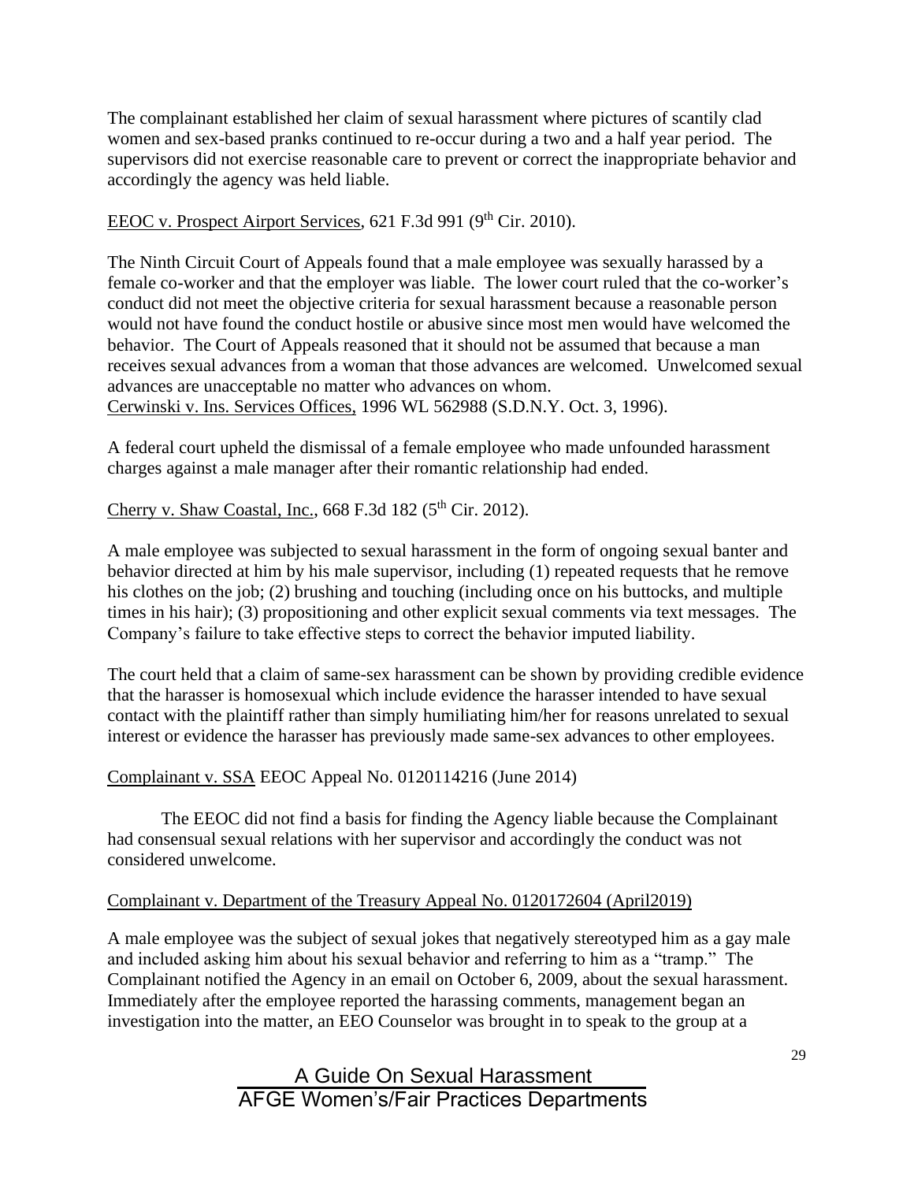The complainant established her claim of sexual harassment where pictures of scantily clad women and sex-based pranks continued to re-occur during a two and a half year period. The supervisors did not exercise reasonable care to prevent or correct the inappropriate behavior and accordingly the agency was held liable.

EEOC v. Prospect Airport Services, 621 F.3d 991 (9th Cir. 2010).

The Ninth Circuit Court of Appeals found that a male employee was sexually harassed by a female co-worker and that the employer was liable. The lower court ruled that the co-worker's conduct did not meet the objective criteria for sexual harassment because a reasonable person would not have found the conduct hostile or abusive since most men would have welcomed the behavior. The Court of Appeals reasoned that it should not be assumed that because a man receives sexual advances from a woman that those advances are welcomed. Unwelcomed sexual advances are unacceptable no matter who advances on whom.

Cerwinski v. Ins. Services Offices, 1996 WL 562988 (S.D.N.Y. Oct. 3, 1996).

A federal court upheld the dismissal of a female employee who made unfounded harassment charges against a male manager after their romantic relationship had ended.

Cherry v. Shaw Coastal, Inc., 668 F.3d 182 (5th Cir. 2012).

A male employee was subjected to sexual harassment in the form of ongoing sexual banter and behavior directed at him by his male supervisor, including (1) repeated requests that he remove his clothes on the job; (2) brushing and touching (including once on his buttocks, and multiple times in his hair); (3) propositioning and other explicit sexual comments via text messages. The Company's failure to take effective steps to correct the behavior imputed liability.

The court held that a claim of same-sex harassment can be shown by providing credible evidence that the harasser is homosexual which include evidence the harasser intended to have sexual contact with the plaintiff rather than simply humiliating him/her for reasons unrelated to sexual interest or evidence the harasser has previously made same-sex advances to other employees.

Complainant v. SSA EEOC Appeal No. 0120114216 (June 2014)

The EEOC did not find a basis for finding the Agency liable because the Complainant had consensual sexual relations with her supervisor and accordingly the conduct was not considered unwelcome.

Complainant v. Department of the Treasury Appeal No. 0120172604 (April2019)

A male employee was the subject of sexual jokes that negatively stereotyped him as a gay male and included asking him about his sexual behavior and referring to him as a "tramp." The Complainant notified the Agency in an email on October 6, 2009, about the sexual harassment. Immediately after the employee reported the harassing comments, management began an investigation into the matter, an EEO Counselor was brought in to speak to the group at a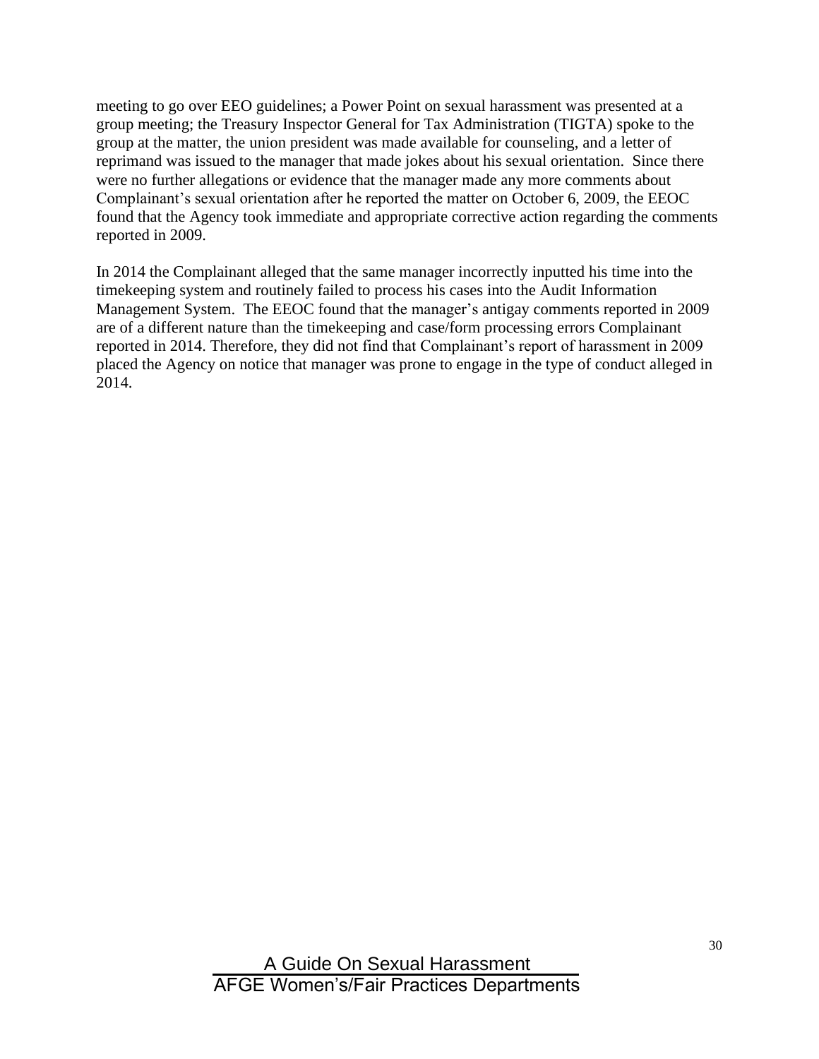meeting to go over EEO guidelines; a Power Point on sexual harassment was presented at a group meeting; the Treasury Inspector General for Tax Administration (TIGTA) spoke to the group at the matter, the union president was made available for counseling, and a letter of reprimand was issued to the manager that made jokes about his sexual orientation. Since there were no further allegations or evidence that the manager made any more comments about Complainant's sexual orientation after he reported the matter on October 6, 2009, the EEOC found that the Agency took immediate and appropriate corrective action regarding the comments reported in 2009.

In 2014 the Complainant alleged that the same manager incorrectly inputted his time into the timekeeping system and routinely failed to process his cases into the Audit Information Management System. The EEOC found that the manager's antigay comments reported in 2009 are of a different nature than the timekeeping and case/form processing errors Complainant reported in 2014. Therefore, they did not find that Complainant's report of harassment in 2009 placed the Agency on notice that manager was prone to engage in the type of conduct alleged in 2014.